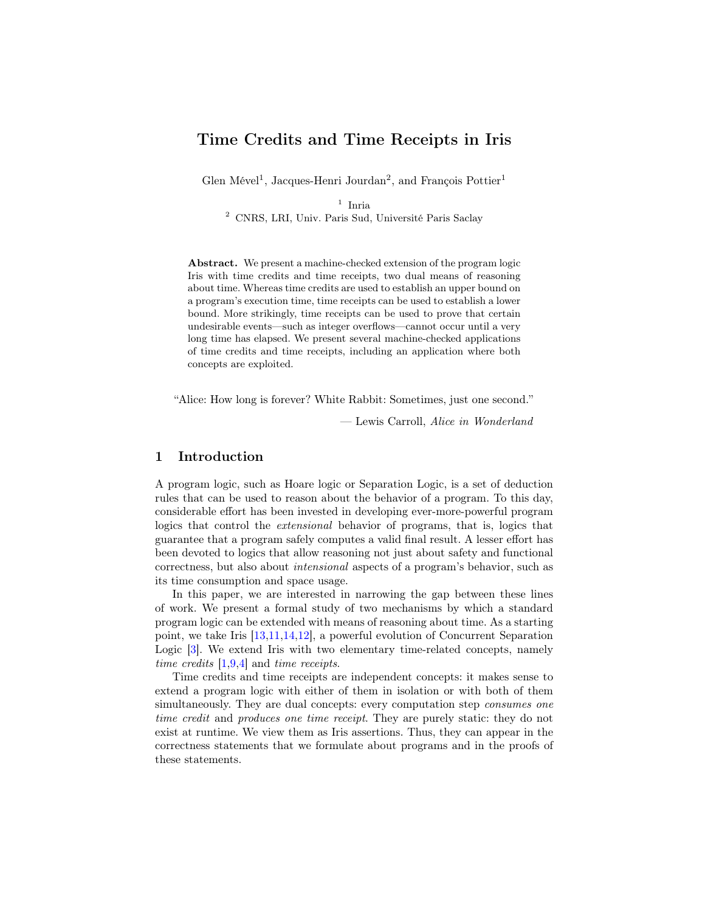# Time Credits and Time Receipts in Iris

Glen Mével[1], Jacques-Henri Jourdan[2], and François Pottier[1]

[1] Inria
[2] CNRS, LRI, Univ. Paris Sud, Université Paris Saclay

**Abstract.** We present a machine-checked extension of the program logic Iris with time credits and time receipts, two dual means of reasoning about time. Whereas time credits are used to establish an upper bound on a program's execution time, time receipts can be used to establish a lower bound. More strikingly, time receipts can be used to prove that certain undesirable events—such as integer overflows—cannot occur until a very long time has elapsed. We present several machine-checked applications of time credits and time receipts, including an application where both concepts are exploited.

"Alice: How long is forever? White Rabbit: Sometimes, just one second."

— Lewis Carroll, *Alice in Wonderland*

## 1 Introduction

A program logic, such as Hoare logic or Separation Logic, is a set of deduction rules that can be used to reason about the behavior of a program. To this day, considerable effort has been invested in developing ever-more-powerful program logics that control the *extensional* behavior of programs, that is, logics that guarantee that a program safely computes a valid final result. A lesser effort has been devoted to logics that allow reasoning not just about safety and functional correctness, but also about *intensional* aspects of a program's behavior, such as its time consumption and space usage.

In this paper, we are interested in narrowing the gap between these lines of work. We present a formal study of two mechanisms by which a standard program logic can be extended with means of reasoning about time. As a starting point, we take Iris [13,11,14,12], a powerful evolution of Concurrent Separation Logic [3]. We extend Iris with two elementary time-related concepts, namely *time credits* [1,9,4] and *time receipts*.

Time credits and time receipts are independent concepts: it makes sense to extend a program logic with either of them in isolation or with both of them simultaneously. They are dual concepts: every computation step *consumes one time credit* and *produces one time receipt*. They are purely static: they do not exist at runtime. We view them as Iris assertions. Thus, they can appear in the correctness statements that we formulate about programs and in the proofs of these statements.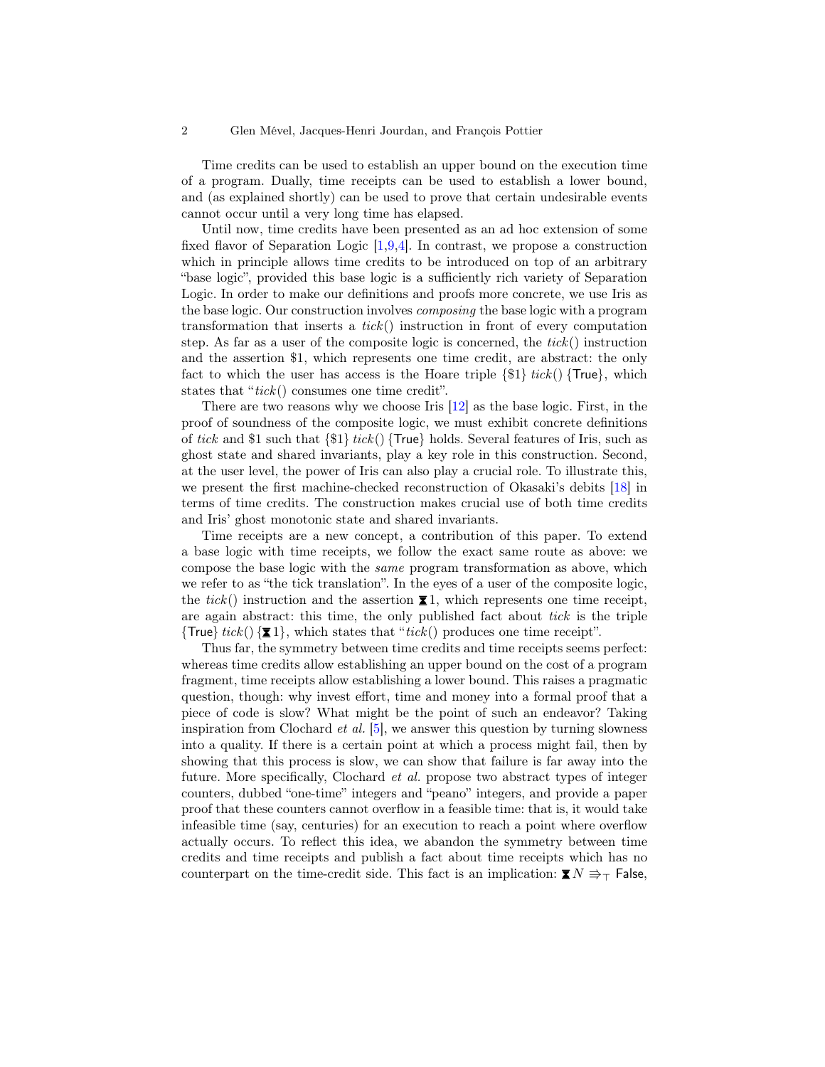Time credits can be used to establish an upper bound on the execution time of a program. Dually, time receipts can be used to establish a lower bound, and (as explained shortly) can be used to prove that certain undesirable events cannot occur until a very long time has elapsed.

Until now, time credits have been presented as an ad hoc extension of some fixed flavor of Separation Logic [1,9,4]. In contrast, we propose a construction which in principle allows time credits to be introduced on top of an arbitrary "base logic", provided this base logic is a sufficiently rich variety of Separation Logic. In order to make our definitions and proofs more concrete, we use Iris as the base logic. Our construction involves *composing* the base logic with a program transformation that inserts a *tick*() instruction in front of every computation step. As far as a user of the composite logic is concerned, the *tick*() instruction and the assertion \$1, which represents one time credit, are abstract: the only fact to which the user has access is the Hoare triple $\{\$1\}\ tick()\ \{\mathsf{True}\}$, which states that "*tick*() consumes one time credit".

There are two reasons why we choose Iris [12] as the base logic. First, in the proof of soundness of the composite logic, we must exhibit concrete definitions of *tick* and \$1 such that $\{\$1\}\ tick()\ \{\mathsf{True}\}$ holds. Several features of Iris, such as ghost state and shared invariants, play a key role in this construction. Second, at the user level, the power of Iris can also play a crucial role. To illustrate this, we present the first machine-checked reconstruction of Okasaki's debits [18] in terms of time credits. The construction makes crucial use of both time credits and Iris' ghost monotonic state and shared invariants.

Time receipts are a new concept, a contribution of this paper. To extend a base logic with time receipts, we follow the exact same route as above: we compose the base logic with the *same* program transformation as above, which we refer to as "the tick translation". In the eyes of a user of the composite logic, the *tick*() instruction and the assertion $⧗1$, which represents one time receipt, are again abstract: this time, the only published fact about *tick* is the triple $\{\mathsf{True}\}\ tick()\ \{⧗1\}$, which states that "*tick*() produces one time receipt".

Thus far, the symmetry between time credits and time receipts seems perfect: whereas time credits allow establishing an upper bound on the cost of a program fragment, time receipts allow establishing a lower bound. This raises a pragmatic question, though: why invest effort, time and money into a formal proof that a piece of code is slow? What might be the point of such an endeavor? Taking inspiration from Clochard *et al.* [5], we answer this question by turning slowness into a quality. If there is a certain point at which a process might fail, then by showing that this process is slow, we can show that failure is far away into the future. More specifically, Clochard *et al.* propose two abstract types of integer counters, dubbed "one-time" integers and "peano" integers, and provide a paper proof that these counters cannot overflow in a feasible time: that is, it would take infeasible time (say, centuries) for an execution to reach a point where overflow actually occurs. To reflect this idea, we abandon the symmetry between time credits and time receipts and publish a fact about time receipts which has no counterpart on the time-credit side. This fact is an implication: $⧗N \Rrightarrow_\top \mathsf{False}$,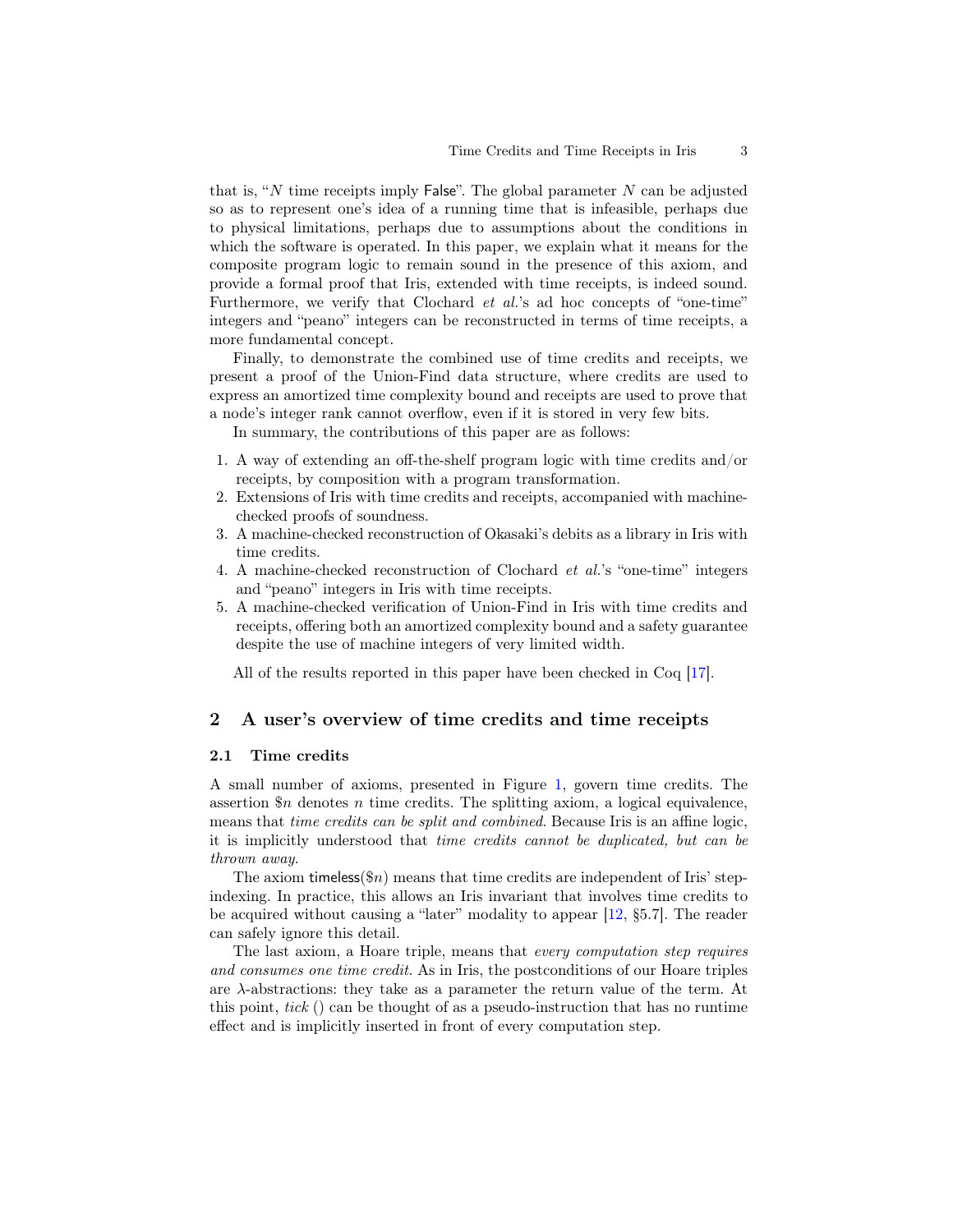that is, "$N$ time receipts imply False". The global parameter $N$ can be adjusted so as to represent one's idea of a running time that is infeasible, perhaps due to physical limitations, perhaps due to assumptions about the conditions in which the software is operated. In this paper, we explain what it means for the composite program logic to remain sound in the presence of this axiom, and provide a formal proof that Iris, extended with time receipts, is indeed sound. Furthermore, we verify that Clochard *et al.*'s ad hoc concepts of "one-time" integers and "peano" integers can be reconstructed in terms of time receipts, a more fundamental concept.

Finally, to demonstrate the combined use of time credits and receipts, we present a proof of the Union-Find data structure, where credits are used to express an amortized time complexity bound and receipts are used to prove that a node's integer rank cannot overflow, even if it is stored in very few bits.

In summary, the contributions of this paper are as follows:

1. A way of extending an off-the-shelf program logic with time credits and/or receipts, by composition with a program transformation.
2. Extensions of Iris with time credits and receipts, accompanied with machine-checked proofs of soundness.
3. A machine-checked reconstruction of Okasaki's debits as a library in Iris with time credits.
4. A machine-checked reconstruction of Clochard *et al.*'s "one-time" integers and "peano" integers in Iris with time receipts.
5. A machine-checked verification of Union-Find in Iris with time credits and receipts, offering both an amortized complexity bound and a safety guarantee despite the use of machine integers of very limited width.

All of the results reported in this paper have been checked in Coq [17].

## 2 A user's overview of time credits and time receipts

### 2.1 Time credits

A small number of axioms, presented in Figure 1, govern time credits. The assertion $\$n$ denotes $n$ time credits. The splitting axiom, a logical equivalence, means that *time credits can be split and combined*. Because Iris is an affine logic, it is implicitly understood that *time credits cannot be duplicated, but can be thrown away*.

The axiom $\mathsf{timeless}(\$n)$ means that time credits are independent of Iris' step-indexing. In practice, this allows an Iris invariant that involves time credits to be acquired without causing a "later" modality to appear [12, §5.7]. The reader can safely ignore this detail.

The last axiom, a Hoare triple, means that *every computation step requires and consumes one time credit*. As in Iris, the postconditions of our Hoare triples are $\lambda$-abstractions: they take as a parameter the return value of the term. At this point, *tick* () can be thought of as a pseudo-instruction that has no runtime effect and is implicitly inserted in front of every computation step.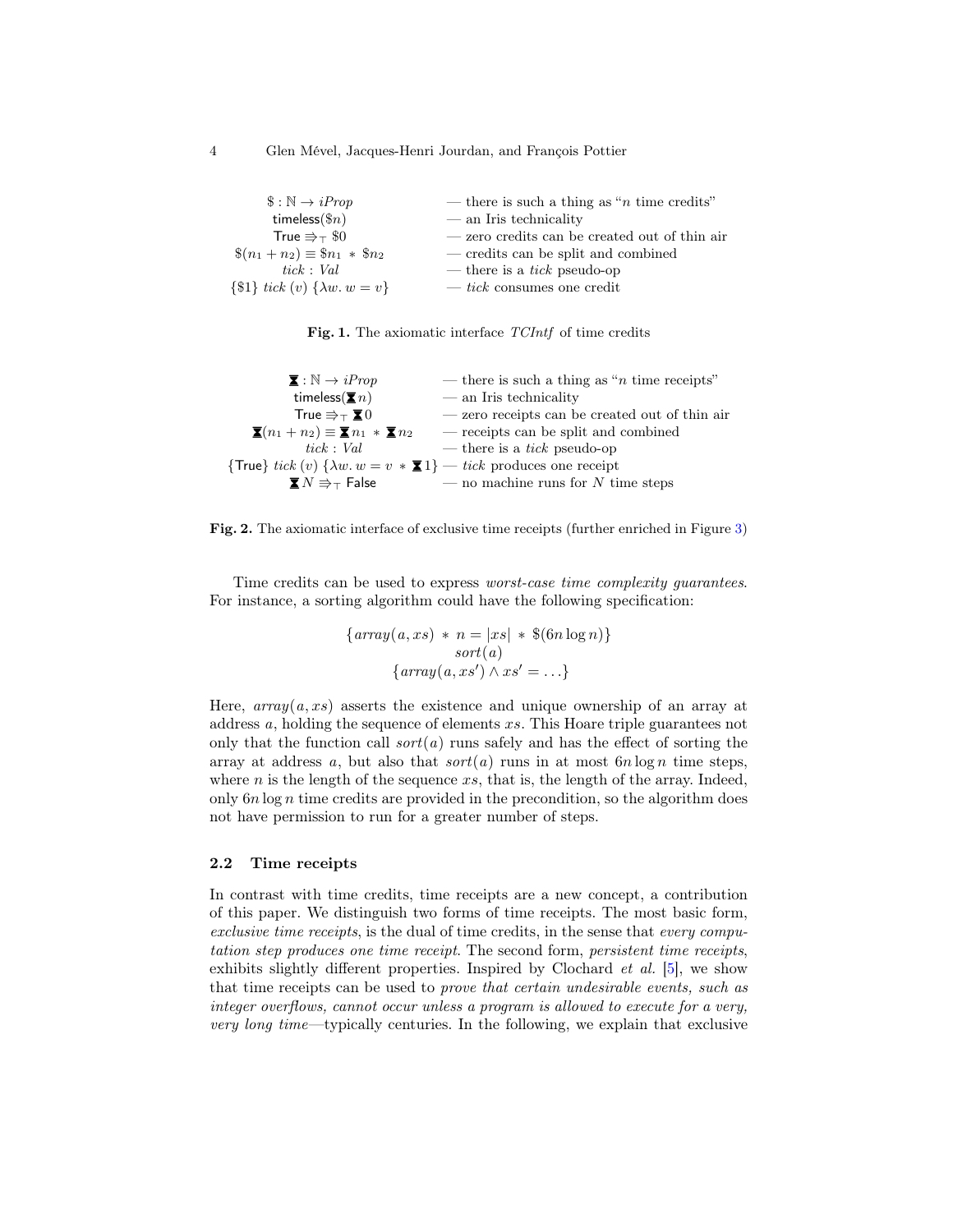| | |
|---|---|
| $\$ : \mathbb{N} \to iProp$ | — there is such a thing as "$n$ time credits" |
| $\mathsf{timeless}(\$n)$ | — an Iris technicality |
| $\mathsf{True} \Rrightarrow_\top \$0$ | — zero credits can be created out of thin air |
| $\$(n_1 + n_2) \equiv \$n_1 \ast \$n_2$ | — credits can be split and combined |
| $tick : Val$ | — there is a $tick$ pseudo-op |
| $\{\$1\}\ tick\ (v)\ \{\lambda w.\ w = v\}$ | — $tick$ consumes one credit |

**Fig. 1.** The axiomatic interface $TCIntf$ of time credits

| | |
|---|---|
| $\blacktriangledown : \mathbb{N} \to iProp$ | — there is such a thing as "$n$ time receipts" |
| $\mathsf{timeless}(\blacktriangledown n)$ | — an Iris technicality |
| $\mathsf{True} \Rrightarrow_\top \blacktriangledown 0$ | — zero receipts can be created out of thin air |
| $\blacktriangledown(n_1 + n_2) \equiv \blacktriangledown n_1 \ast \blacktriangledown n_2$ | — receipts can be split and combined |
| $tick : Val$ | — there is a $tick$ pseudo-op |
| $\{\mathsf{True}\}\ tick\ (v)\ \{\lambda w.\ w = v \ast \blacktriangledown 1\}$ | — $tick$ produces one receipt |
| $\blacktriangledown N \Rrightarrow_\top \mathsf{False}$ | — no machine runs for $N$ time steps |

**Fig. 2.** The axiomatic interface of exclusive time receipts (further enriched in Figure 3)

Time credits can be used to express *worst-case time complexity guarantees*. For instance, a sorting algorithm could have the following specification:

$$\begin{array}{c}\{array(a, xs) \ast n = |xs| \ast \$(6n \log n)\} \\ sort(a) \\ \{array(a, xs') \land xs' = \ldots\}\end{array}$$

Here, $array(a, xs)$ asserts the existence and unique ownership of an array at address $a$, holding the sequence of elements $xs$. This Hoare triple guarantees not only that the function call $sort(a)$ runs safely and has the effect of sorting the array at address $a$, but also that $sort(a)$ runs in at most $6n \log n$ time steps, where $n$ is the length of the sequence $xs$, that is, the length of the array. Indeed, only $6n \log n$ time credits are provided in the precondition, so the algorithm does not have permission to run for a greater number of steps.

### 2.2 Time receipts

In contrast with time credits, time receipts are a new concept, a contribution of this paper. We distinguish two forms of time receipts. The most basic form, *exclusive time receipts*, is the dual of time credits, in the sense that *every computation step produces one time receipt*. The second form, *persistent time receipts*, exhibits slightly different properties. Inspired by Clochard *et al.* [5], we show that time receipts can be used to *prove that certain undesirable events, such as integer overflows, cannot occur unless a program is allowed to execute for a very, very long time*—typically centuries. In the following, we explain that exclusive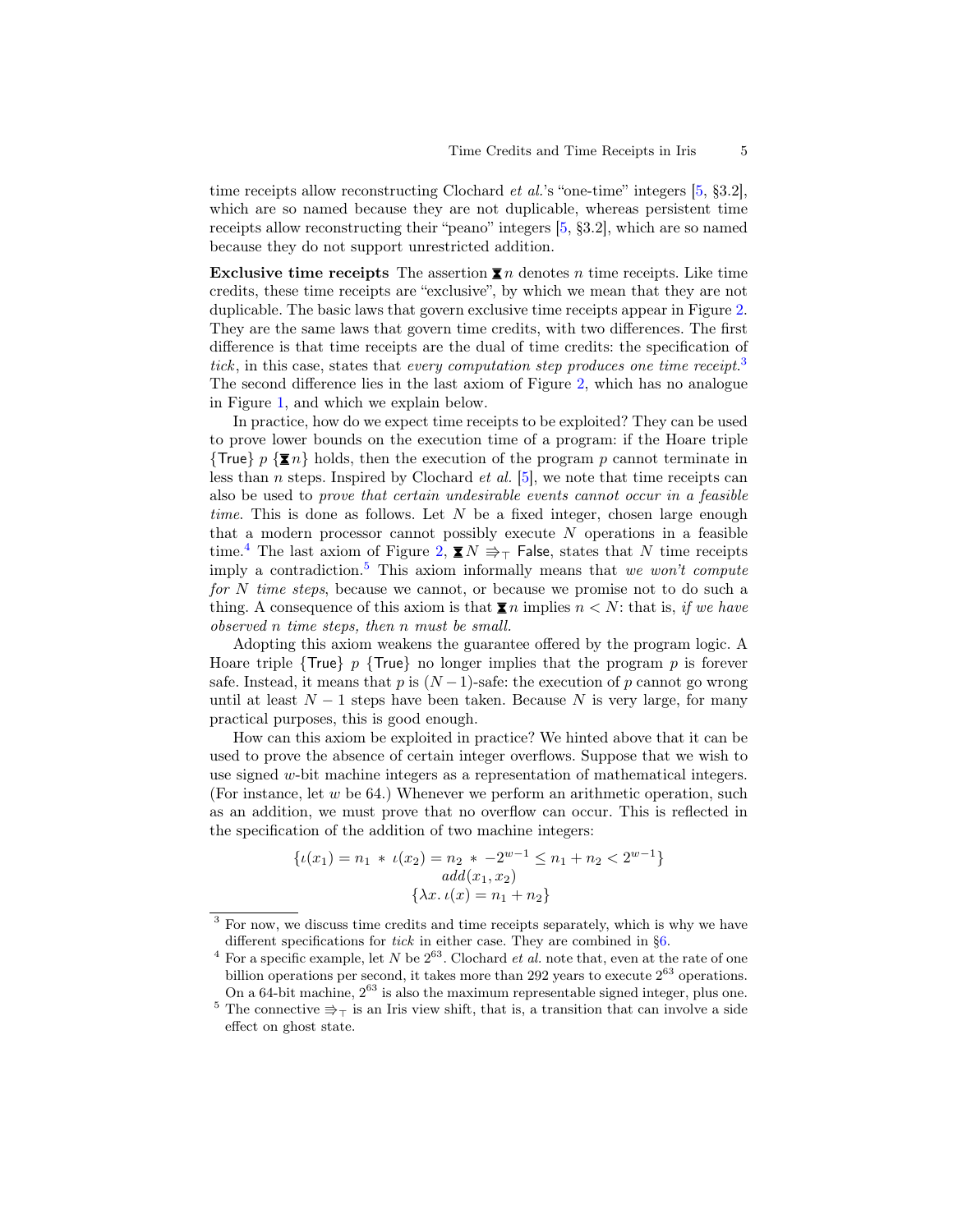time receipts allow reconstructing Clochard *et al.*'s "one-time" integers [5, §3.2], which are so named because they are not duplicable, whereas persistent time receipts allow reconstructing their "peano" integers [5, §3.2], which are so named because they do not support unrestricted addition.

**Exclusive time receipts** The assertion $⧗ n$ denotes $n$ time receipts. Like time credits, these time receipts are "exclusive", by which we mean that they are not duplicable. The basic laws that govern exclusive time receipts appear in Figure 2. They are the same laws that govern time credits, with two differences. The first difference is that time receipts are the dual of time credits: the specification of *tick*, in this case, states that *every computation step produces one time receipt*.[3] The second difference lies in the last axiom of Figure 2, which has no analogue in Figure 1, and which we explain below.

In practice, how do we expect time receipts to be exploited? They can be used to prove lower bounds on the execution time of a program: if the Hoare triple $\{\mathsf{True}\}\ p\ \{⧗ n\}$ holds, then the execution of the program $p$ cannot terminate in less than $n$ steps. Inspired by Clochard *et al.* [5], we note that time receipts can also be used to *prove that certain undesirable events cannot occur in a feasible time*. This is done as follows. Let $N$ be a fixed integer, chosen large enough that a modern processor cannot possibly execute $N$ operations in a feasible time.[4] The last axiom of Figure 2, $⧗ N \Rrightarrow_\top \mathsf{False}$, states that $N$ time receipts imply a contradiction.[5] This axiom informally means that *we won't compute for $N$ time steps*, because we cannot, or because we promise not to do such a thing. A consequence of this axiom is that $⧗ n$ implies $n < N$: that is, *if we have observed $n$ time steps, then $n$ must be small.*

Adopting this axiom weakens the guarantee offered by the program logic. A Hoare triple $\{\mathsf{True}\}\ p\ \{\mathsf{True}\}$ no longer implies that the program $p$ is forever safe. Instead, it means that $p$ is $(N-1)$-safe: the execution of $p$ cannot go wrong until at least $N-1$ steps have been taken. Because $N$ is very large, for many practical purposes, this is good enough.

How can this axiom be exploited in practice? We hinted above that it can be used to prove the absence of certain integer overflows. Suppose that we wish to use signed $w$-bit machine integers as a representation of mathematical integers. (For instance, let $w$ be 64.) Whenever we perform an arithmetic operation, such as an addition, we must prove that no overflow can occur. This is reflected in the specification of the addition of two machine integers:

$$\begin{gathered}\{\iota(x_1) = n_1 \ast \iota(x_2) = n_2 \ast -2^{w-1} \le n_1 + n_2 < 2^{w-1}\} \\ add(x_1, x_2) \\ \{\lambda x.\ \iota(x) = n_1 + n_2\}\end{gathered}$$

[3] For now, we discuss time credits and time receipts separately, which is why we have different specifications for *tick* in either case. They are combined in §6.

[4] For a specific example, let $N$ be $2^{63}$. Clochard *et al.* note that, even at the rate of one billion operations per second, it takes more than 292 years to execute $2^{63}$ operations. On a 64-bit machine, $2^{63}$ is also the maximum representable signed integer, plus one.

[5] The connective $\Rrightarrow_\top$ is an Iris view shift, that is, a transition that can involve a side effect on ghost state.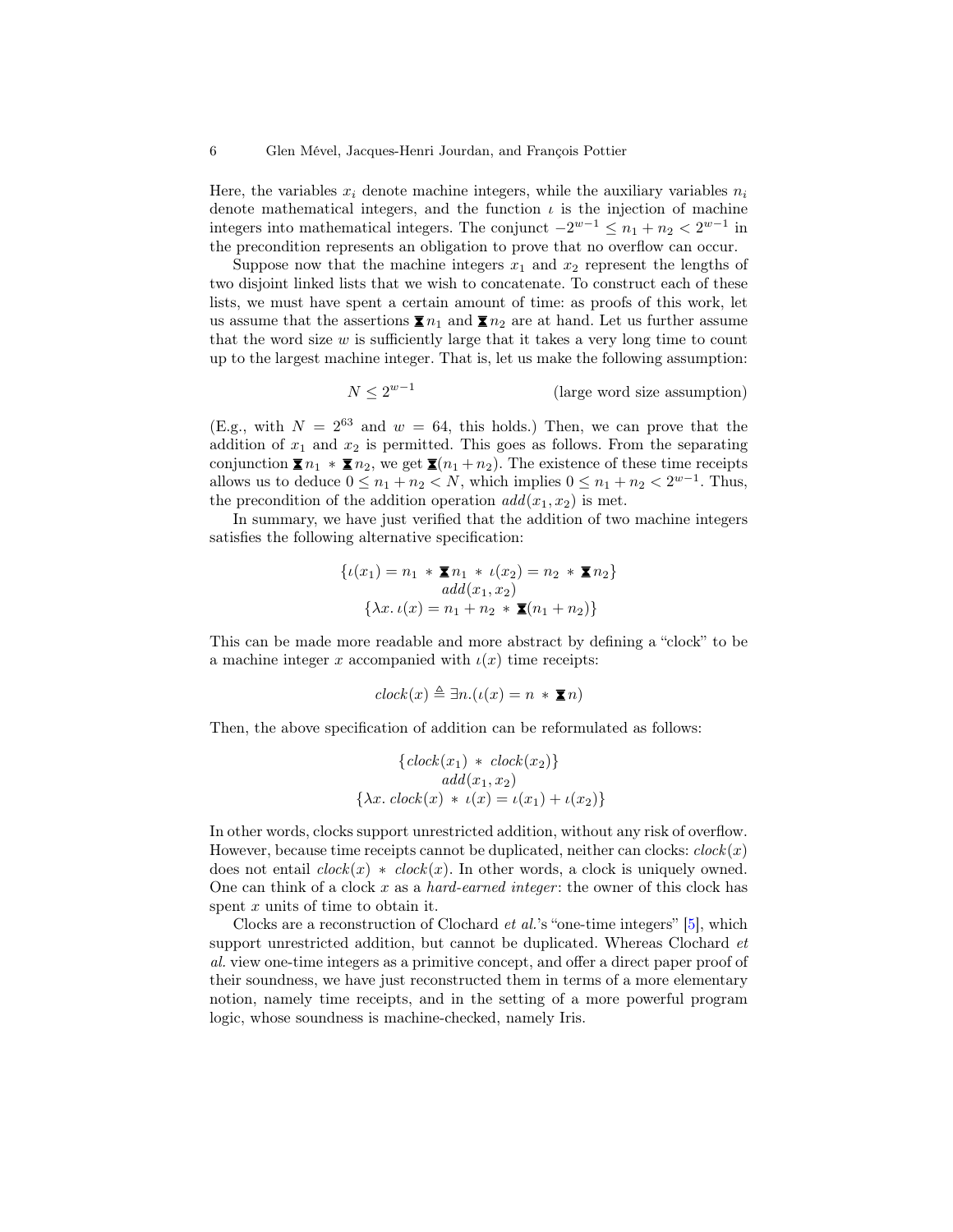Here, the variables $x_i$ denote machine integers, while the auxiliary variables $n_i$ denote mathematical integers, and the function $\iota$ is the injection of machine integers into mathematical integers. The conjunct $-2^{w-1} \leq n_1 + n_2 < 2^{w-1}$ in the precondition represents an obligation to prove that no overflow can occur.

Suppose now that the machine integers $x_1$ and $x_2$ represent the lengths of two disjoint linked lists that we wish to concatenate. To construct each of these lists, we must have spent a certain amount of time: as proofs of this work, let us assume that the assertions $\blacktriangleleft n_1$ and $\blacktriangleleft n_2$ are at hand. Let us further assume that the word size $w$ is sufficiently large that it takes a very long time to count up to the largest machine integer. That is, let us make the following assumption:

$$N \leq 2^{w-1} \qquad \text{(large word size assumption)}$$

(E.g., with $N = 2^{63}$ and $w = 64$, this holds.) Then, we can prove that the addition of $x_1$ and $x_2$ is permitted. This goes as follows. From the separating conjunction $\blacktriangleleft n_1 \ast \blacktriangleleft n_2$, we get $\blacktriangleleft(n_1 + n_2)$. The existence of these time receipts allows us to deduce $0 \leq n_1 + n_2 < N$, which implies $0 \leq n_1 + n_2 < 2^{w-1}$. Thus, the precondition of the addition operation $add(x_1, x_2)$ is met.

In summary, we have just verified that the addition of two machine integers satisfies the following alternative specification:

$$\begin{array}{c} \{\iota(x_1) = n_1 \ast \blacktriangleleft n_1 \ast \iota(x_2) = n_2 \ast \blacktriangleleft n_2\} \\ add(x_1, x_2) \\ \{\lambda x.\, \iota(x) = n_1 + n_2 \ast \blacktriangleleft(n_1 + n_2)\} \end{array}$$

This can be made more readable and more abstract by defining a "clock" to be a machine integer $x$ accompanied with $\iota(x)$ time receipts:

$$clock(x) \triangleq \exists n.(\iota(x) = n \ast \blacktriangleleft n)$$

Then, the above specification of addition can be reformulated as follows:

$$\begin{array}{c} \{clock(x_1) \ast clock(x_2)\} \\ add(x_1, x_2) \\ \{\lambda x.\, clock(x) \ast \iota(x) = \iota(x_1) + \iota(x_2)\} \end{array}$$

In other words, clocks support unrestricted addition, without any risk of overflow. However, because time receipts cannot be duplicated, neither can clocks: $clock(x)$ does not entail $clock(x) \ast clock(x)$. In other words, a clock is uniquely owned. One can think of a clock $x$ as a *hard-earned integer*: the owner of this clock has spent $x$ units of time to obtain it.

Clocks are a reconstruction of Clochard *et al.*'s "one-time integers" [5], which support unrestricted addition, but cannot be duplicated. Whereas Clochard *et al.* view one-time integers as a primitive concept, and offer a direct paper proof of their soundness, we have just reconstructed them in terms of a more elementary notion, namely time receipts, and in the setting of a more powerful program logic, whose soundness is machine-checked, namely Iris.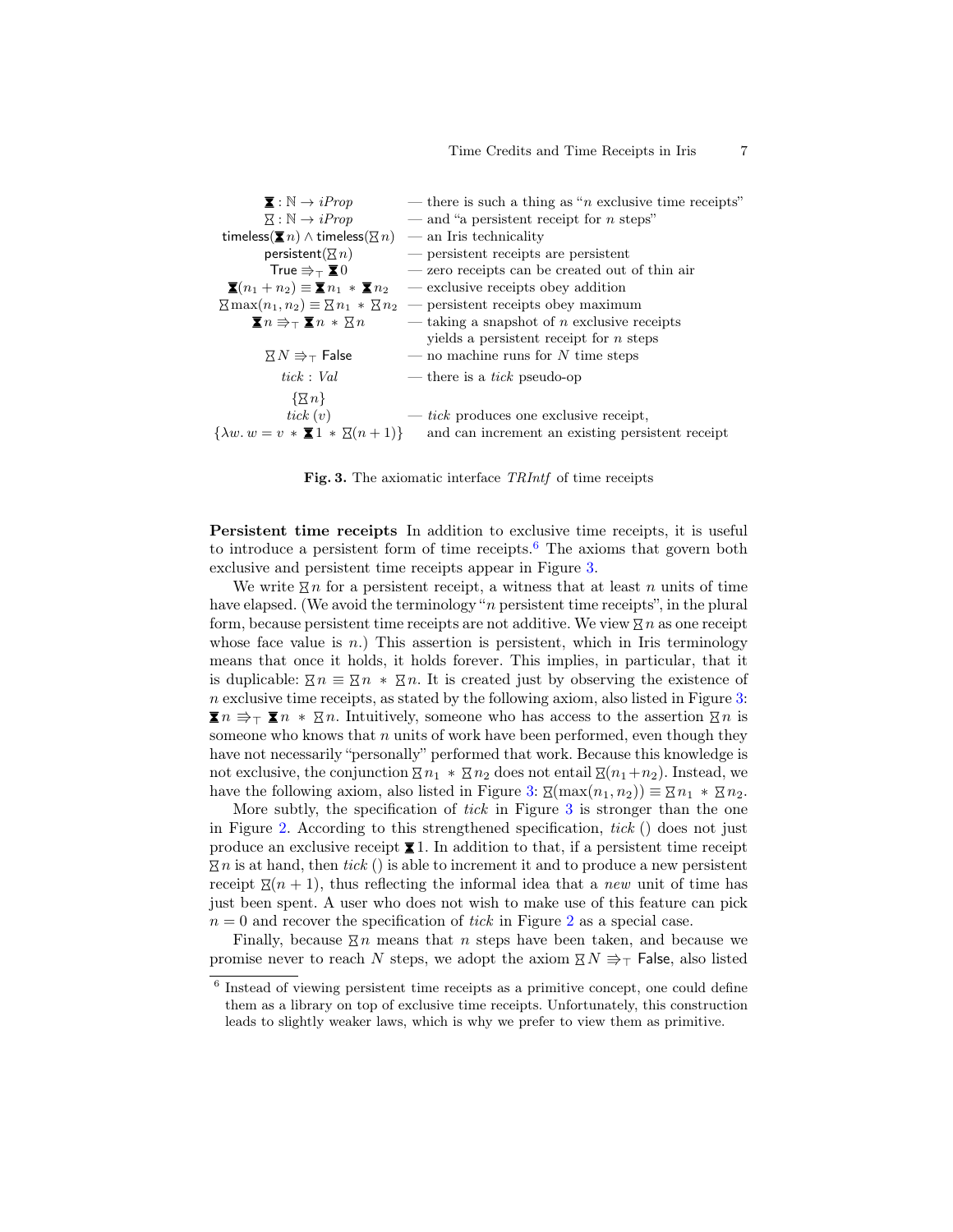| | |
|---|---|
| $⧗ : \mathbb{N} \to iProp$ | — there is such a thing as "$n$ exclusive time receipts" |
| $⧖ : \mathbb{N} \to iProp$ | — and "a persistent receipt for $n$ steps" |
| $\mathsf{timeless}(⧗\, n) \wedge \mathsf{timeless}(⧖\, n)$ | — an Iris technicality |
| $\mathsf{persistent}(⧖\, n)$ | — persistent receipts are persistent |
| $\mathsf{True} \Rrightarrow_\top ⧗\, 0$ | — zero receipts can be created out of thin air |
| $⧗(n_1 + n_2) \equiv ⧗\, n_1 \ast ⧗\, n_2$ | — exclusive receipts obey addition |
| $⧖ \max(n_1, n_2) \equiv ⧖\, n_1 \ast ⧖\, n_2$ | — persistent receipts obey maximum |
| $⧗\, n \Rrightarrow_\top ⧗\, n \ast ⧖\, n$ | — taking a snapshot of $n$ exclusive receipts yields a persistent receipt for $n$ steps |
| $⧖\, N \Rrightarrow_\top \mathsf{False}$ | — no machine runs for $N$ time steps |
| $tick : Val$ | — there is a $tick$ pseudo-op |
| $\{⧖\, n\}$ $tick\ (v)$ $\{\lambda w.\, w = v \ast ⧗\, 1 \ast ⧖(n + 1)\}$ | — $tick$ produces one exclusive receipt, and can increment an existing persistent receipt |

**Fig. 3.** The axiomatic interface $TRIntf$ of time receipts

**Persistent time receipts** In addition to exclusive time receipts, it is useful to introduce a persistent form of time receipts.[6] The axioms that govern both exclusive and persistent time receipts appear in Figure 3.

We write $⧖\, n$ for a persistent receipt, a witness that at least $n$ units of time have elapsed. (We avoid the terminology "$n$ persistent time receipts", in the plural form, because persistent time receipts are not additive. We view $⧖\, n$ as one receipt whose face value is $n$.) This assertion is persistent, which in Iris terminology means that once it holds, it holds forever. This implies, in particular, that it is duplicable: $⧖\, n \equiv ⧖\, n \ast ⧖\, n$. It is created just by observing the existence of $n$ exclusive time receipts, as stated by the following axiom, also listed in Figure 3: $⧗\, n \Rrightarrow_\top ⧗\, n \ast ⧖\, n$. Intuitively, someone who has access to the assertion $⧖\, n$ is someone who knows that $n$ units of work have been performed, even though they have not necessarily "personally" performed that work. Because this knowledge is not exclusive, the conjunction $⧖\, n_1 \ast ⧖\, n_2$ does not entail $⧖(n_1 + n_2)$. Instead, we have the following axiom, also listed in Figure 3: $⧖(\max(n_1, n_2)) \equiv ⧖\, n_1 \ast ⧖\, n_2$.

More subtly, the specification of $tick$ in Figure 3 is stronger than the one in Figure 2. According to this strengthened specification, $tick$ () does not just produce an exclusive receipt $⧗\, 1$. In addition to that, if a persistent time receipt $⧖\, n$ is at hand, then $tick$ () is able to increment it and to produce a new persistent receipt $⧖(n + 1)$, thus reflecting the informal idea that a *new* unit of time has just been spent. A user who does not wish to make use of this feature can pick $n = 0$ and recover the specification of $tick$ in Figure 2 as a special case.

Finally, because $⧖\, n$ means that $n$ steps have been taken, and because we promise never to reach $N$ steps, we adopt the axiom $⧖\, N \Rrightarrow_\top \mathsf{False}$, also listed

[6] Instead of viewing persistent time receipts as a primitive concept, one could define them as a library on top of exclusive time receipts. Unfortunately, this construction leads to slightly weaker laws, which is why we prefer to view them as primitive.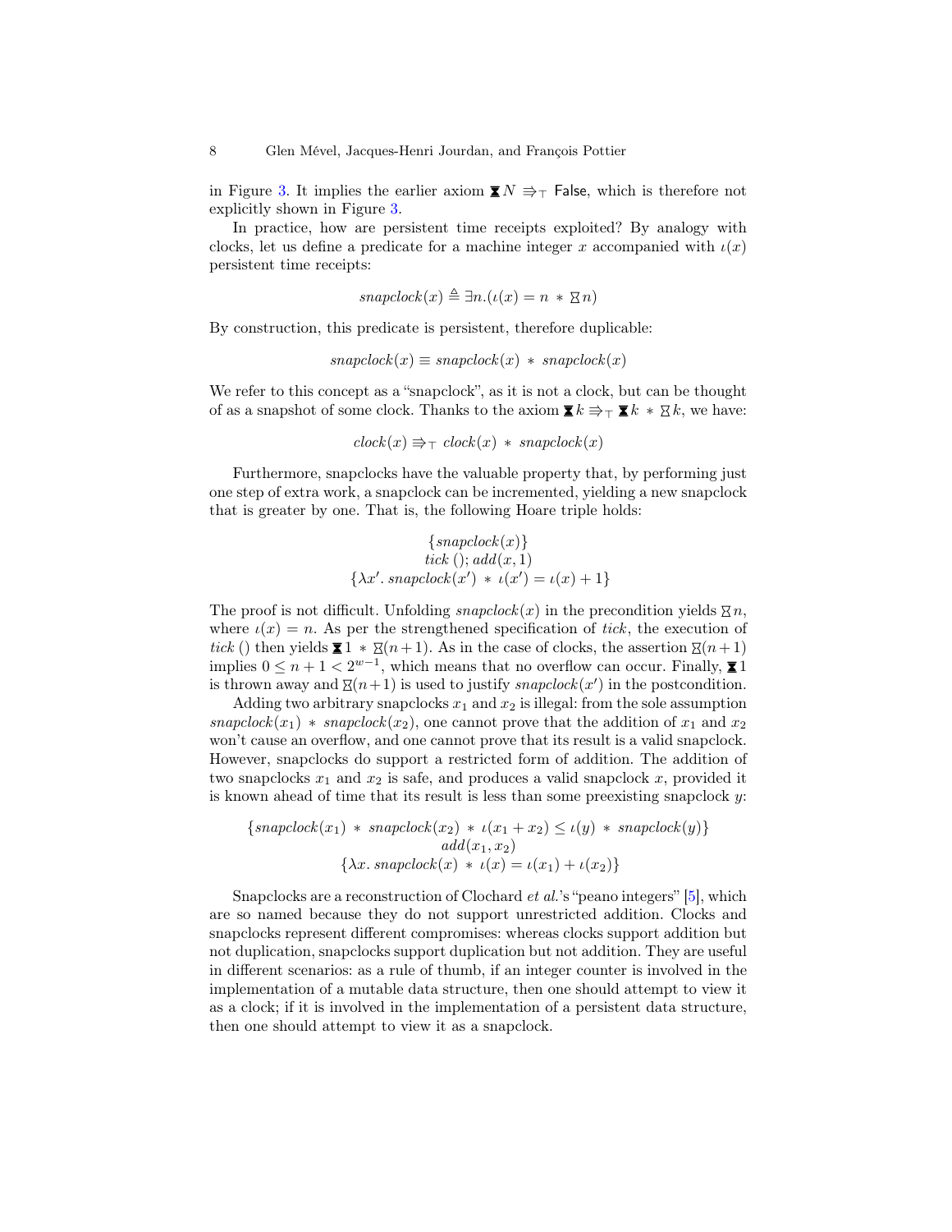in Figure 3. It implies the earlier axiom $\hourglass N \Rrightarrow_\top \mathsf{False}$, which is therefore not explicitly shown in Figure 3.

In practice, how are persistent time receipts exploited? By analogy with clocks, let us define a predicate for a machine integer $x$ accompanied with $\iota(x)$ persistent time receipts:

$$\mathit{snapclock}(x) \triangleq \exists n.(\iota(x) = n \ast \boxtimes n)$$

By construction, this predicate is persistent, therefore duplicable:

$$\mathit{snapclock}(x) \equiv \mathit{snapclock}(x) \ast \mathit{snapclock}(x)$$

We refer to this concept as a "snapclock", as it is not a clock, but can be thought of as a snapshot of some clock. Thanks to the axiom $\hourglass k \Rrightarrow_\top \hourglass k \ast \boxtimes k$, we have:

$$\mathit{clock}(x) \Rrightarrow_\top \mathit{clock}(x) \ast \mathit{snapclock}(x)$$

Furthermore, snapclocks have the valuable property that, by performing just one step of extra work, a snapclock can be incremented, yielding a new snapclock that is greater by one. That is, the following Hoare triple holds:

$$\begin{gathered}\{\mathit{snapclock}(x)\}\\ \mathit{tick}\ (); \mathit{add}(x, 1)\\ \{\lambda x'.\ \mathit{snapclock}(x') \ast \iota(x') = \iota(x) + 1\}\end{gathered}$$

The proof is not difficult. Unfolding $\mathit{snapclock}(x)$ in the precondition yields $\boxtimes n$, where $\iota(x) = n$. As per the strengthened specification of *tick*, the execution of *tick* () then yields $\hourglass 1 \ast \boxtimes(n+1)$. As in the case of clocks, the assertion $\boxtimes(n+1)$ implies $0 \leq n+1 < 2^{w-1}$, which means that no overflow can occur. Finally, $\hourglass 1$ is thrown away and $\boxtimes(n+1)$ is used to justify $\mathit{snapclock}(x')$ in the postcondition.

Adding two arbitrary snapclocks $x_1$ and $x_2$ is illegal: from the sole assumption $\mathit{snapclock}(x_1) \ast \mathit{snapclock}(x_2)$, one cannot prove that the addition of $x_1$ and $x_2$ won't cause an overflow, and one cannot prove that its result is a valid snapclock. However, snapclocks do support a restricted form of addition. The addition of two snapclocks $x_1$ and $x_2$ is safe, and produces a valid snapclock $x$, provided it is known ahead of time that its result is less than some preexisting snapclock $y$:

$$\begin{gathered}\{\mathit{snapclock}(x_1) \ast \mathit{snapclock}(x_2) \ast \iota(x_1 + x_2) \leq \iota(y) \ast \mathit{snapclock}(y)\}\\ \mathit{add}(x_1, x_2)\\ \{\lambda x.\ \mathit{snapclock}(x) \ast \iota(x) = \iota(x_1) + \iota(x_2)\}\end{gathered}$$

Snapclocks are a reconstruction of Clochard *et al.*'s "peano integers" [5], which are so named because they do not support unrestricted addition. Clocks and snapclocks represent different compromises: whereas clocks support addition but not duplication, snapclocks support duplication but not addition. They are useful in different scenarios: as a rule of thumb, if an integer counter is involved in the implementation of a mutable data structure, then one should attempt to view it as a clock; if it is involved in the implementation of a persistent data structure, then one should attempt to view it as a snapclock.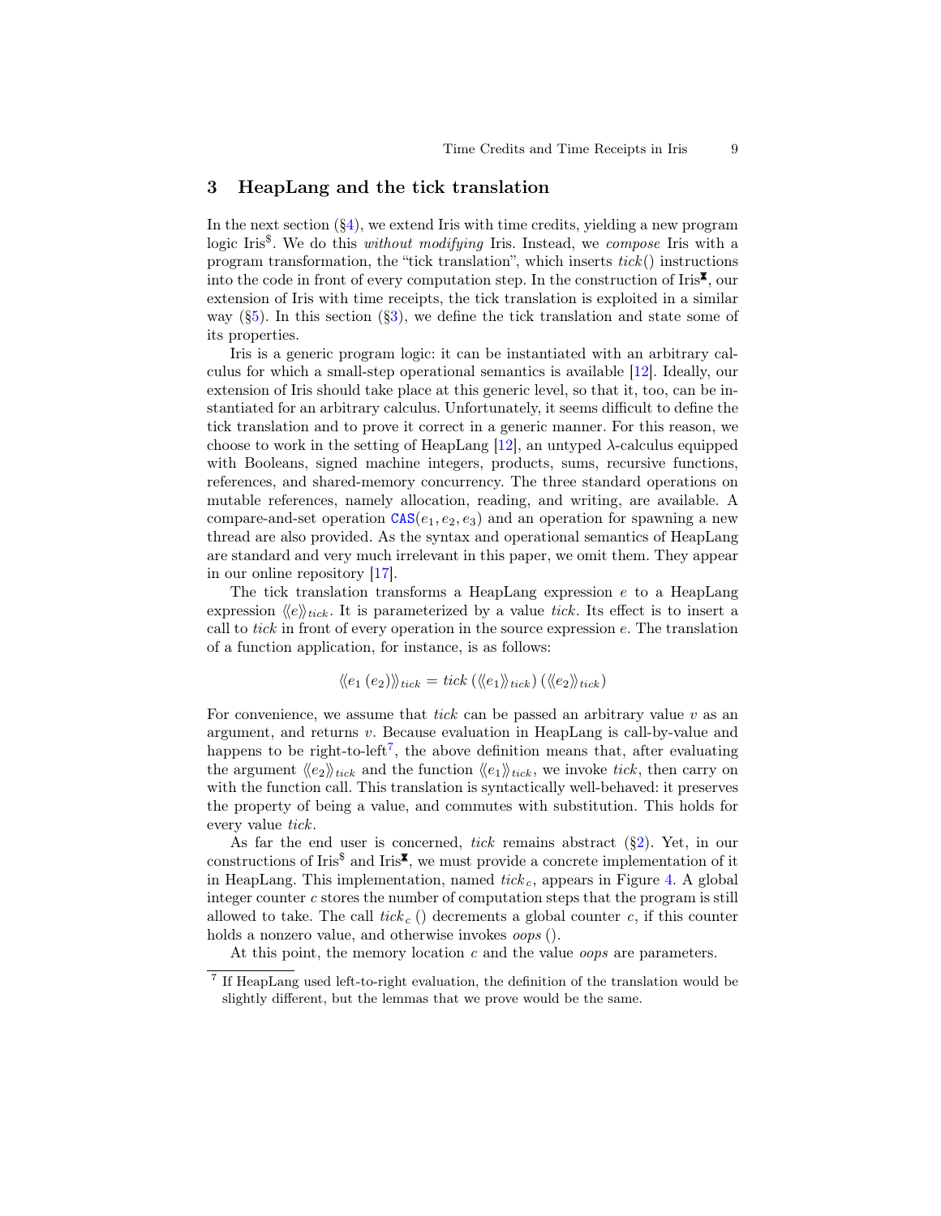## 3 HeapLang and the tick translation

In the next section (§4), we extend Iris with time credits, yielding a new program logic Iris$^{\$}$. We do this *without modifying* Iris. Instead, we *compose* Iris with a program transformation, the "tick translation", which inserts $tick()$ instructions into the code in front of every computation step. In the construction of Iris$^{⧗}$, our extension of Iris with time receipts, the tick translation is exploited in a similar way (§5). In this section (§3), we define the tick translation and state some of its properties.

Iris is a generic program logic: it can be instantiated with an arbitrary calculus for which a small-step operational semantics is available [12]. Ideally, our extension of Iris should take place at this generic level, so that it, too, can be instantiated for an arbitrary calculus. Unfortunately, it seems difficult to define the tick translation and to prove it correct in a generic manner. For this reason, we choose to work in the setting of HeapLang [12], an untyped $\lambda$-calculus equipped with Booleans, signed machine integers, products, sums, recursive functions, references, and shared-memory concurrency. The three standard operations on mutable references, namely allocation, reading, and writing, are available. A compare-and-set operation $\texttt{CAS}(e_1, e_2, e_3)$ and an operation for spawning a new thread are also provided. As the syntax and operational semantics of HeapLang are standard and very much irrelevant in this paper, we omit them. They appear in our online repository [17].

The tick translation transforms a HeapLang expression $e$ to a HeapLang expression $\langle\!\langle e \rangle\!\rangle_{tick}$. It is parameterized by a value $tick$. Its effect is to insert a call to $tick$ in front of every operation in the source expression $e$. The translation of a function application, for instance, is as follows:

$$\langle\!\langle e_1\ (e_2) \rangle\!\rangle_{tick} = tick\ (\langle\!\langle e_1 \rangle\!\rangle_{tick})\ (\langle\!\langle e_2 \rangle\!\rangle_{tick})$$

For convenience, we assume that $tick$ can be passed an arbitrary value $v$ as an argument, and returns $v$. Because evaluation in HeapLang is call-by-value and happens to be right-to-left[7], the above definition means that, after evaluating the argument $\langle\!\langle e_2 \rangle\!\rangle_{tick}$ and the function $\langle\!\langle e_1 \rangle\!\rangle_{tick}$, we invoke $tick$, then carry on with the function call. This translation is syntactically well-behaved: it preserves the property of being a value, and commutes with substitution. This holds for every value $tick$.

As far the end user is concerned, $tick$ remains abstract (§2). Yet, in our constructions of Iris$^{\$}$ and Iris$^{⧗}$, we must provide a concrete implementation of it in HeapLang. This implementation, named $tick_c$, appears in Figure 4. A global integer counter $c$ stores the number of computation steps that the program is still allowed to take. The call $tick_c\ ()$ decrements a global counter $c$, if this counter holds a nonzero value, and otherwise invokes $oops\ ()$.

At this point, the memory location $c$ and the value $oops$ are parameters.

[7] If HeapLang used left-to-right evaluation, the definition of the translation would be slightly different, but the lemmas that we prove would be the same.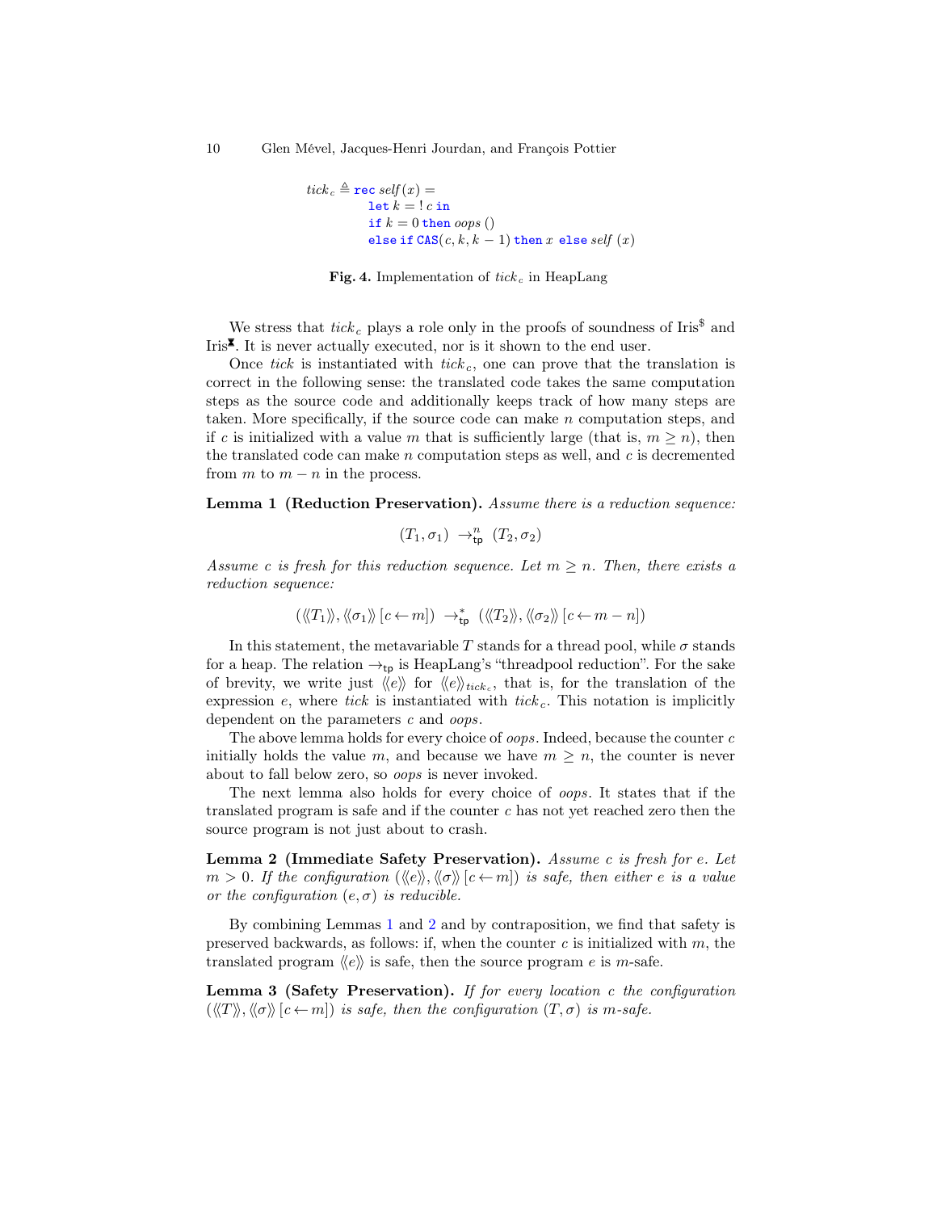$$
\begin{aligned}
tick_c \triangleq\ & \texttt{rec}\ \mathit{self}(x) = \\
& \quad \texttt{let}\ k = !\,c\ \texttt{in} \\
& \quad \texttt{if}\ k = 0\ \texttt{then}\ \mathit{oops}\ () \\
& \quad \texttt{else if}\ \texttt{CAS}(c, k, k-1)\ \texttt{then}\ x\ \texttt{else}\ \mathit{self}\ (x)
\end{aligned}
$$

**Fig. 4.** Implementation of $tick_c$ in HeapLang

We stress that $tick_c$ plays a role only in the proofs of soundness of Iris$^{\$}$ and Iris$^{⧗}$. It is never actually executed, nor is it shown to the end user.

Once *tick* is instantiated with $tick_c$, one can prove that the translation is correct in the following sense: the translated code takes the same computation steps as the source code and additionally keeps track of how many steps are taken. More specifically, if the source code can make $n$ computation steps, and if $c$ is initialized with a value $m$ that is sufficiently large (that is, $m \geq n$), then the translated code can make $n$ computation steps as well, and $c$ is decremented from $m$ to $m - n$ in the process.

**Lemma 1 (Reduction Preservation).** *Assume there is a reduction sequence:*

$$(T_1, \sigma_1) \ \rightarrow^{n}_{\mathsf{tp}} \ (T_2, \sigma_2)$$

*Assume $c$ is fresh for this reduction sequence. Let $m \geq n$. Then, there exists a reduction sequence:*

$$(\langle\!\langle T_1 \rangle\!\rangle, \langle\!\langle \sigma_1 \rangle\!\rangle\,[c \leftarrow m]) \ \rightarrow^{*}_{\mathsf{tp}} \ (\langle\!\langle T_2 \rangle\!\rangle, \langle\!\langle \sigma_2 \rangle\!\rangle\,[c \leftarrow m - n])$$

In this statement, the metavariable $T$ stands for a thread pool, while $\sigma$ stands for a heap. The relation $\rightarrow_{\mathsf{tp}}$ is HeapLang's "threadpool reduction". For the sake of brevity, we write just $\langle\!\langle e \rangle\!\rangle$ for $\langle\!\langle e \rangle\!\rangle_{tick_c}$, that is, for the translation of the expression $e$, where *tick* is instantiated with $tick_c$. This notation is implicitly dependent on the parameters $c$ and *oops*.

The above lemma holds for every choice of *oops*. Indeed, because the counter $c$ initially holds the value $m$, and because we have $m \geq n$, the counter is never about to fall below zero, so *oops* is never invoked.

The next lemma also holds for every choice of *oops*. It states that if the translated program is safe and if the counter $c$ has not yet reached zero then the source program is not just about to crash.

**Lemma 2 (Immediate Safety Preservation).** *Assume $c$ is fresh for $e$. Let $m > 0$. If the configuration $(\langle\!\langle e \rangle\!\rangle, \langle\!\langle \sigma \rangle\!\rangle\,[c \leftarrow m])$ is safe, then either $e$ is a value or the configuration $(e, \sigma)$ is reducible.*

By combining Lemmas 1 and 2 and by contraposition, we find that safety is preserved backwards, as follows: if, when the counter $c$ is initialized with $m$, the translated program $\langle\!\langle e \rangle\!\rangle$ is safe, then the source program $e$ is $m$-safe.

**Lemma 3 (Safety Preservation).** *If for every location $c$ the configuration $(\langle\!\langle T \rangle\!\rangle, \langle\!\langle \sigma \rangle\!\rangle\,[c \leftarrow m])$ is safe, then the configuration $(T, \sigma)$ is $m$-safe.*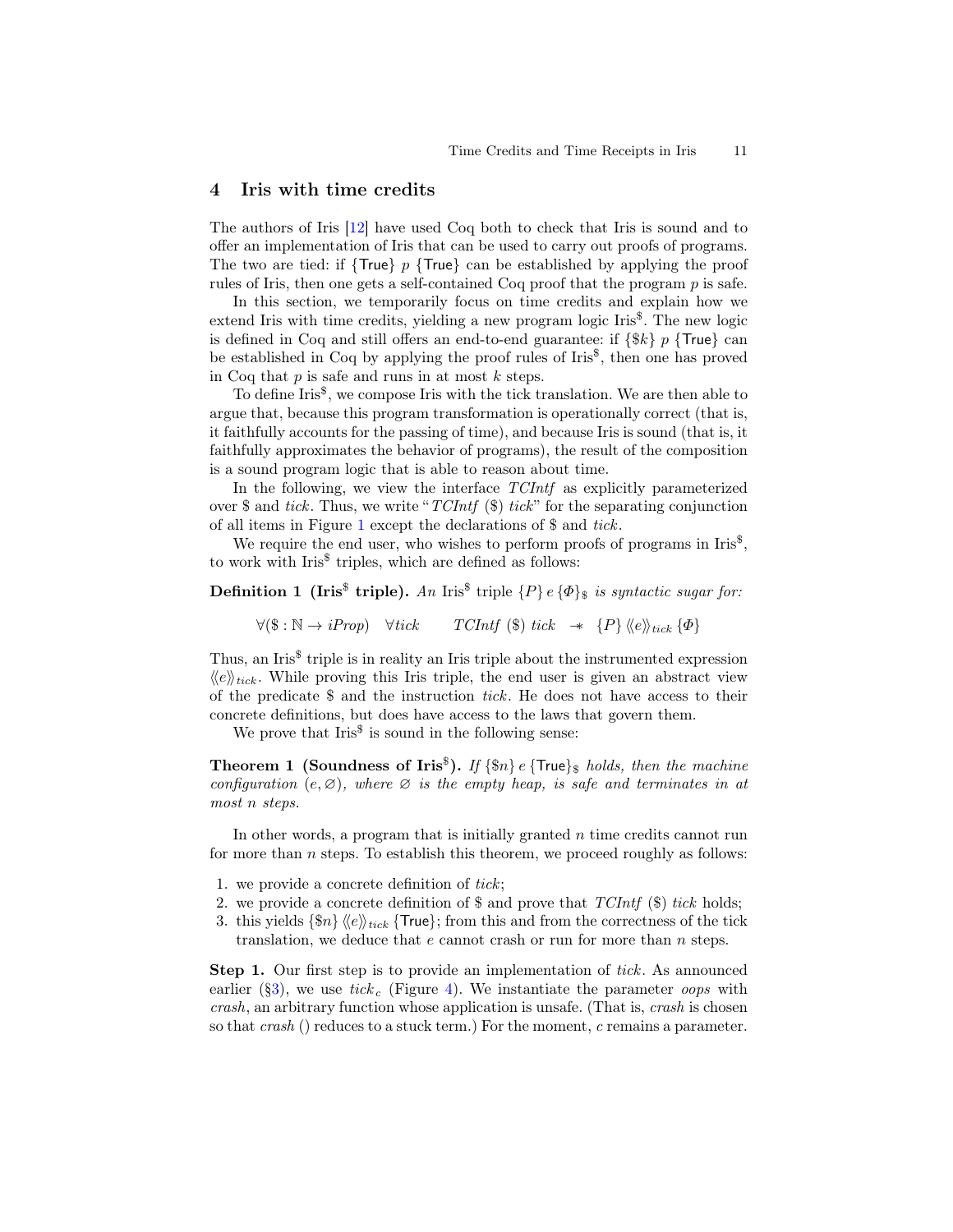## 4 Iris with time credits

The authors of Iris [12] have used Coq both to check that Iris is sound and to offer an implementation of Iris that can be used to carry out proofs of programs. The two are tied: if $\{\mathsf{True}\}\ p\ \{\mathsf{True}\}$ can be established by applying the proof rules of Iris, then one gets a self-contained Coq proof that the program $p$ is safe.

In this section, we temporarily focus on time credits and explain how we extend Iris with time credits, yielding a new program logic Iris$^{\$}$. The new logic is defined in Coq and still offers an end-to-end guarantee: if $\{\$k\}\ p\ \{\mathsf{True}\}$ can be established in Coq by applying the proof rules of Iris$^{\$}$, then one has proved in Coq that $p$ is safe and runs in at most $k$ steps.

To define Iris$^{\$}$, we compose Iris with the tick translation. We are then able to argue that, because this program transformation is operationally correct (that is, it faithfully accounts for the passing of time), and because Iris is sound (that is, it faithfully approximates the behavior of programs), the result of the composition is a sound program logic that is able to reason about time.

In the following, we view the interface *TCIntf* as explicitly parameterized over \$ and *tick*. Thus, we write "*TCIntf* (\$) *tick*" for the separating conjunction of all items in Figure 1 except the declarations of \$ and *tick*.

We require the end user, who wishes to perform proofs of programs in Iris$^{\$}$, to work with Iris$^{\$}$ triples, which are defined as follows:

**Definition 1 (Iris$^{\$}$ triple).** *An* Iris$^{\$}$ triple $\{P\}\,e\,\{\Phi\}_{\$}$ *is syntactic sugar for:*

$$\forall(\$ : \mathbb{N} \to iProp) \quad \forall tick \qquad TCIntf\ (\$)\ tick \ \ -\!\!*\ \ \{P\}\,\langle\!\langle e \rangle\!\rangle_{tick}\,\{\Phi\}$$

Thus, an Iris$^{\$}$ triple is in reality an Iris triple about the instrumented expression $\langle\!\langle e \rangle\!\rangle_{tick}$. While proving this Iris triple, the end user is given an abstract view of the predicate \$ and the instruction *tick*. He does not have access to their concrete definitions, but does have access to the laws that govern them.

We prove that Iris$^{\$}$ is sound in the following sense:

**Theorem 1 (Soundness of Iris$^{\$}$).** *If* $\{\$n\}\,e\,\{\mathsf{True}\}_{\$}$ *holds, then the machine configuration* $(e, \varnothing)$*, where* $\varnothing$ *is the empty heap, is safe and terminates in at most* $n$ *steps.*

In other words, a program that is initially granted $n$ time credits cannot run for more than $n$ steps. To establish this theorem, we proceed roughly as follows:

1. we provide a concrete definition of *tick*;
2. we provide a concrete definition of \$ and prove that *TCIntf* (\$) *tick* holds;
3. this yields $\{\$n\}\,\langle\!\langle e \rangle\!\rangle_{tick}\,\{\mathsf{True}\}$; from this and from the correctness of the tick translation, we deduce that $e$ cannot crash or run for more than $n$ steps.

**Step 1.** Our first step is to provide an implementation of *tick*. As announced earlier (§3), we use $tick_c$ (Figure 4). We instantiate the parameter *oops* with *crash*, an arbitrary function whose application is unsafe. (That is, *crash* is chosen so that *crash* () reduces to a stuck term.) For the moment, $c$ remains a parameter.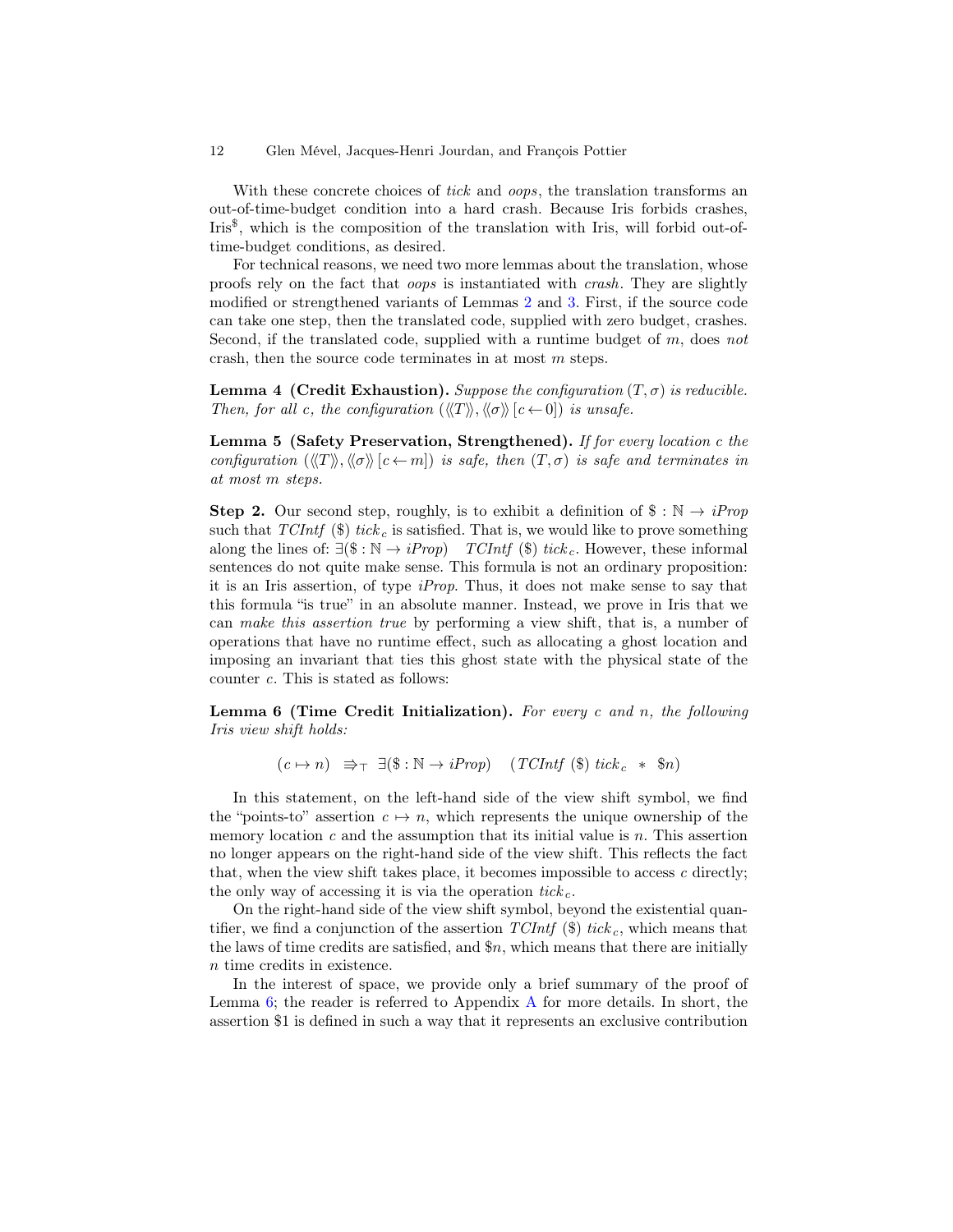With these concrete choices of *tick* and *oops*, the translation transforms an out-of-time-budget condition into a hard crash. Because Iris forbids crashes, $\text{Iris}^{\$}$, which is the composition of the translation with Iris, will forbid out-of-time-budget conditions, as desired.

For technical reasons, we need two more lemmas about the translation, whose proofs rely on the fact that *oops* is instantiated with *crash*. They are slightly modified or strengthened variants of Lemmas 2 and 3. First, if the source code can take one step, then the translated code, supplied with zero budget, crashes. Second, if the translated code, supplied with a runtime budget of $m$, does *not* crash, then the source code terminates in at most $m$ steps.

**Lemma 4 (Credit Exhaustion).** *Suppose the configuration* $(T, \sigma)$ *is reducible. Then, for all* $c$*, the configuration* $(\langle\!\langle T \rangle\!\rangle, \langle\!\langle \sigma \rangle\!\rangle\, [c \leftarrow 0])$ *is unsafe.*

**Lemma 5 (Safety Preservation, Strengthened).** *If for every location* $c$ *the configuration* $(\langle\!\langle T \rangle\!\rangle, \langle\!\langle \sigma \rangle\!\rangle\, [c \leftarrow m])$ *is safe, then* $(T, \sigma)$ *is safe and terminates in at most* $m$ *steps.*

**Step 2.** Our second step, roughly, is to exhibit a definition of $\$ : \mathbb{N} \to iProp$ such that $TCIntf\ (\$)\ tick_c$ is satisfied. That is, we would like to prove something along the lines of: $\exists(\$ : \mathbb{N} \to iProp) \quad TCIntf\ (\$)\ tick_c$. However, these informal sentences do not quite make sense. This formula is not an ordinary proposition: it is an Iris assertion, of type *iProp*. Thus, it does not make sense to say that this formula "is true" in an absolute manner. Instead, we prove in Iris that we can *make this assertion true* by performing a view shift, that is, a number of operations that have no runtime effect, such as allocating a ghost location and imposing an invariant that ties this ghost state with the physical state of the counter $c$. This is stated as follows:

**Lemma 6 (Time Credit Initialization).** *For every* $c$ *and* $n$*, the following Iris view shift holds:*

$$(c \mapsto n) \quad \Rrightarrow_{\top} \quad \exists(\$ : \mathbb{N} \to iProp) \quad (TCIntf\ (\$)\ tick_c \ \ * \ \ \$n)$$

In this statement, on the left-hand side of the view shift symbol, we find the "points-to" assertion $c \mapsto n$, which represents the unique ownership of the memory location $c$ and the assumption that its initial value is $n$. This assertion no longer appears on the right-hand side of the view shift. This reflects the fact that, when the view shift takes place, it becomes impossible to access $c$ directly; the only way of accessing it is via the operation $tick_c$.

On the right-hand side of the view shift symbol, beyond the existential quantifier, we find a conjunction of the assertion $TCIntf\ (\$)\ tick_c$, which means that the laws of time credits are satisfied, and $\$n$, which means that there are initially $n$ time credits in existence.

In the interest of space, we provide only a brief summary of the proof of Lemma 6; the reader is referred to Appendix A for more details. In short, the assertion $\$1$ is defined in such a way that it represents an exclusive contribution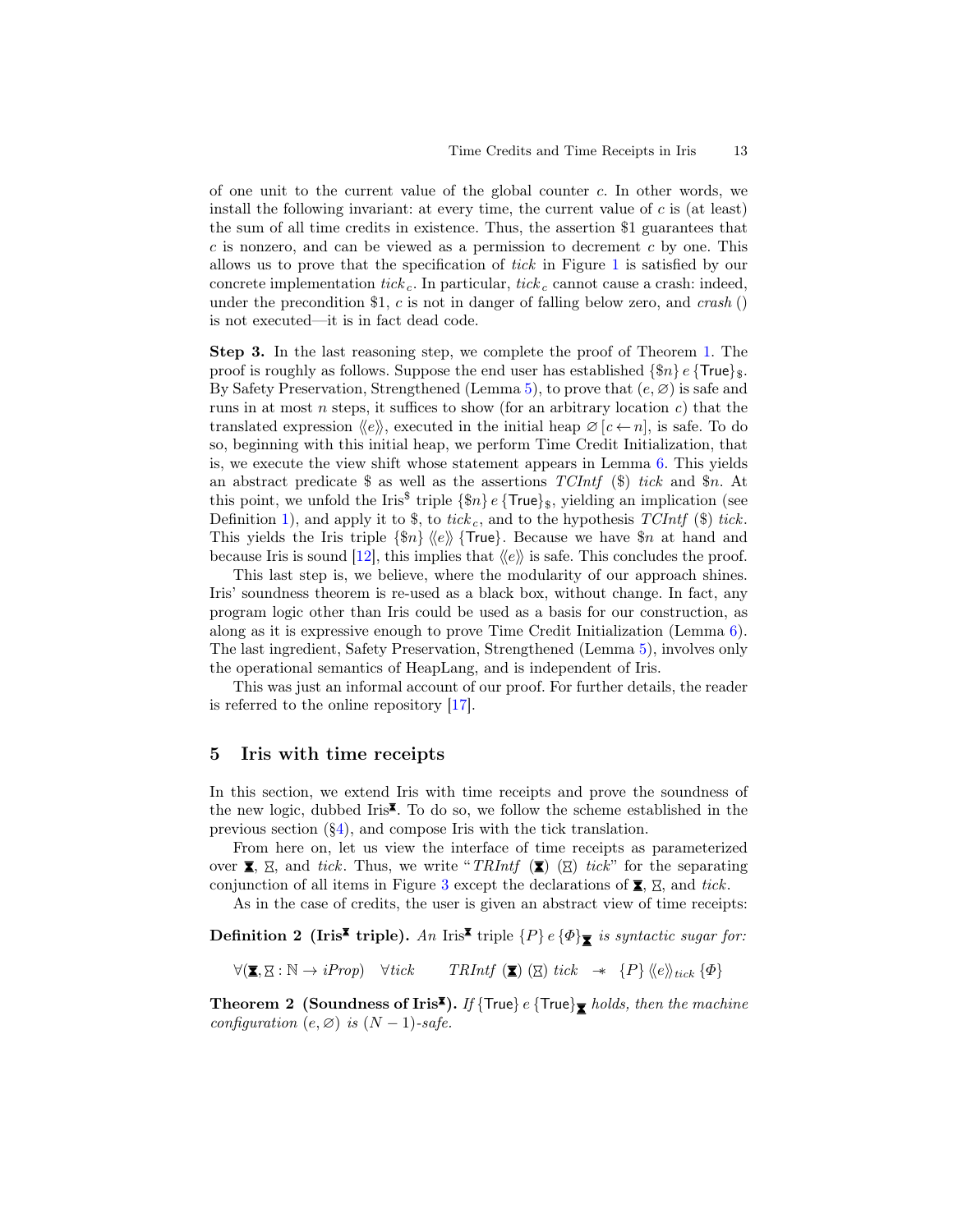of one unit to the current value of the global counter $c$. In other words, we install the following invariant: at every time, the current value of $c$ is (at least) the sum of all time credits in existence. Thus, the assertion $\$1$ guarantees that $c$ is nonzero, and can be viewed as a permission to decrement $c$ by one. This allows us to prove that the specification of *tick* in Figure 1 is satisfied by our concrete implementation $tick_c$. In particular, $tick_c$ cannot cause a crash: indeed, under the precondition $\$1$, $c$ is not in danger of falling below zero, and *crash* () is not executed—it is in fact dead code.

**Step 3.** In the last reasoning step, we complete the proof of Theorem 1. The proof is roughly as follows. Suppose the end user has established $\{\$n\}\, e\, \{\mathsf{True}\}_{\$}$. By Safety Preservation, Strengthened (Lemma 5), to prove that $(e, \varnothing)$ is safe and runs in at most $n$ steps, it suffices to show (for an arbitrary location $c$) that the translated expression $\langle\!\langle e \rangle\!\rangle$, executed in the initial heap $\varnothing\,[c \leftarrow n]$, is safe. To do so, beginning with this initial heap, we perform Time Credit Initialization, that is, we execute the view shift whose statement appears in Lemma 6. This yields an abstract predicate $\$$ as well as the assertions $TCIntf\ (\$)\ tick$ and $\$n$. At this point, we unfold the Iris$^{\$}$ triple $\{\$n\}\, e\, \{\mathsf{True}\}_{\$}$, yielding an implication (see Definition 1), and apply it to $\$$, to $tick_c$, and to the hypothesis $TCIntf\ (\$)\ tick$. This yields the Iris triple $\{\$n\}\ \langle\!\langle e \rangle\!\rangle\ \{\mathsf{True}\}$. Because we have $\$n$ at hand and because Iris is sound [12], this implies that $\langle\!\langle e \rangle\!\rangle$ is safe. This concludes the proof.

This last step is, we believe, where the modularity of our approach shines. Iris' soundness theorem is re-used as a black box, without change. In fact, any program logic other than Iris could be used as a basis for our construction, as along as it is expressive enough to prove Time Credit Initialization (Lemma 6). The last ingredient, Safety Preservation, Strengthened (Lemma 5), involves only the operational semantics of HeapLang, and is independent of Iris.

This was just an informal account of our proof. For further details, the reader is referred to the online repository [17].

## 5 Iris with time receipts

In this section, we extend Iris with time receipts and prove the soundness of the new logic, dubbed Iris$^{⧗}$. To do so, we follow the scheme established in the previous section (§4), and compose Iris with the tick translation.

From here on, let us view the interface of time receipts as parameterized over ⧗, ⧖, and *tick*. Thus, we write "$TRIntf\ (⧗)\ (⧖)\ tick$" for the separating conjunction of all items in Figure 3 except the declarations of ⧗, ⧖, and *tick*.

As in the case of credits, the user is given an abstract view of time receipts:

**Definition 2 (Iris$^{⧗}$ triple).** *An* Iris$^{⧗}$ *triple* $\{P\}\, e\, \{\Phi\}_{⧗}$ *is syntactic sugar for:*

$$\forall (⧗, ⧖ : \mathbb{N} \to iProp) \quad \forall tick \qquad TRIntf\ (⧗)\ (⧖)\ tick \ \ -\!\!\ast\ \ \{P\}\ \langle\!\langle e \rangle\!\rangle_{tick}\ \{\Phi\}$$

**Theorem 2 (Soundness of Iris$^{⧗}$).** *If* $\{\mathsf{True}\}\, e\, \{\mathsf{True}\}_{⧗}$ *holds, then the machine configuration* $(e, \varnothing)$ *is* $(N-1)$*-safe.*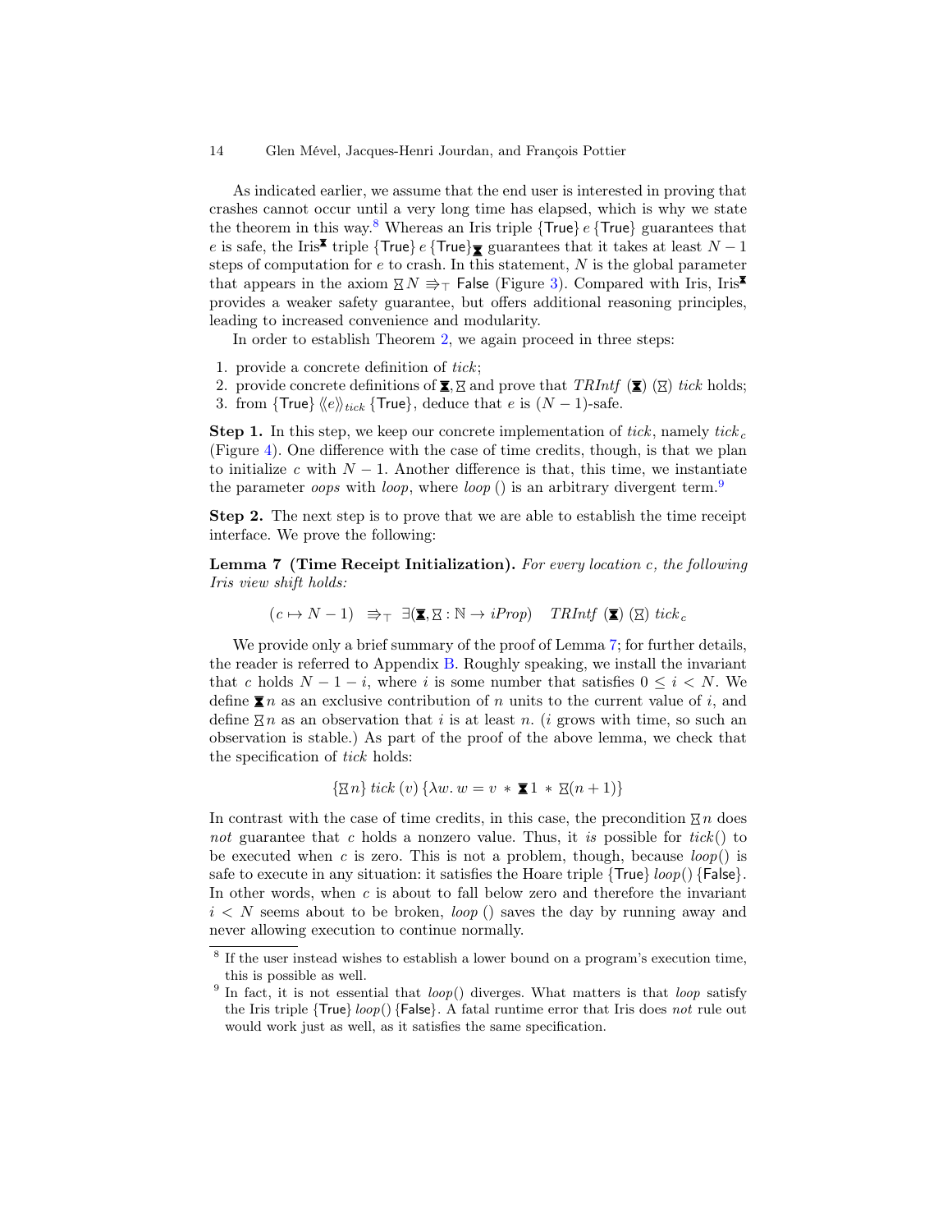As indicated earlier, we assume that the end user is interested in proving that crashes cannot occur until a very long time has elapsed, which is why we state the theorem in this way.[8] Whereas an Iris triple $\{\mathsf{True}\}\, e\, \{\mathsf{True}\}$ guarantees that $e$ is safe, the Iris$^{⧗}$ triple $\{\mathsf{True}\}\, e\, \{\mathsf{True}\}_{⧗}$ guarantees that it takes at least $N-1$ steps of computation for $e$ to crash. In this statement, $N$ is the global parameter that appears in the axiom $⧖ N \Rrightarrow_{\top} \mathsf{False}$ (Figure 3). Compared with Iris, Iris$^{⧗}$ provides a weaker safety guarantee, but offers additional reasoning principles, leading to increased convenience and modularity.

In order to establish Theorem 2, we again proceed in three steps:

1. provide a concrete definition of *tick*;
2. provide concrete definitions of $⧗, ⧖$ and prove that $\mathit{TRIntf}\ (⧗)\ (⧖)\ \mathit{tick}$ holds;
3. from $\{\mathsf{True}\}\, \langle\langle e \rangle\rangle_{\mathit{tick}}\, \{\mathsf{True}\}$, deduce that $e$ is $(N-1)$-safe.

**Step 1.** In this step, we keep our concrete implementation of *tick*, namely $\mathit{tick}_c$ (Figure 4). One difference with the case of time credits, though, is that we plan to initialize $c$ with $N-1$. Another difference is that, this time, we instantiate the parameter *oops* with *loop*, where *loop* () is an arbitrary divergent term.[9]

**Step 2.** The next step is to prove that we are able to establish the time receipt interface. We prove the following:

**Lemma 7 (Time Receipt Initialization).** *For every location c, the following Iris view shift holds:*

$$(c \mapsto N-1) \quad \Rrightarrow_{\top} \ \exists (⧗, ⧖ : \mathbb{N} \to \mathit{iProp}) \quad \mathit{TRIntf}\ (⧗)\ (⧖)\ \mathit{tick}_c$$

We provide only a brief summary of the proof of Lemma 7; for further details, the reader is referred to Appendix B. Roughly speaking, we install the invariant that $c$ holds $N-1-i$, where $i$ is some number that satisfies $0 \leq i < N$. We define $⧗ n$ as an exclusive contribution of $n$ units to the current value of $i$, and define $⧖ n$ as an observation that $i$ is at least $n$. ($i$ grows with time, so such an observation is stable.) As part of the proof of the above lemma, we check that the specification of *tick* holds:

$$\{⧖ n\}\ \mathit{tick}\ (v)\ \{\lambda w.\, w = v \,*\, ⧗ 1 \,*\, ⧖(n+1)\}$$

In contrast with the case of time credits, in this case, the precondition $⧖ n$ does *not* guarantee that $c$ holds a nonzero value. Thus, it *is* possible for $\mathit{tick}()$ to be executed when $c$ is zero. This is not a problem, though, because $\mathit{loop}()$ is safe to execute in any situation: it satisfies the Hoare triple $\{\mathsf{True}\}\, \mathit{loop}()\, \{\mathsf{False}\}$. In other words, when $c$ is about to fall below zero and therefore the invariant $i < N$ seems about to be broken, *loop* () saves the day by running away and never allowing execution to continue normally.

[8] If the user instead wishes to establish a lower bound on a program's execution time, this is possible as well.

[9] In fact, it is not essential that $\mathit{loop}()$ diverges. What matters is that *loop* satisfy the Iris triple $\{\mathsf{True}\}\, \mathit{loop}()\, \{\mathsf{False}\}$. A fatal runtime error that Iris does *not* rule out would work just as well, as it satisfies the same specification.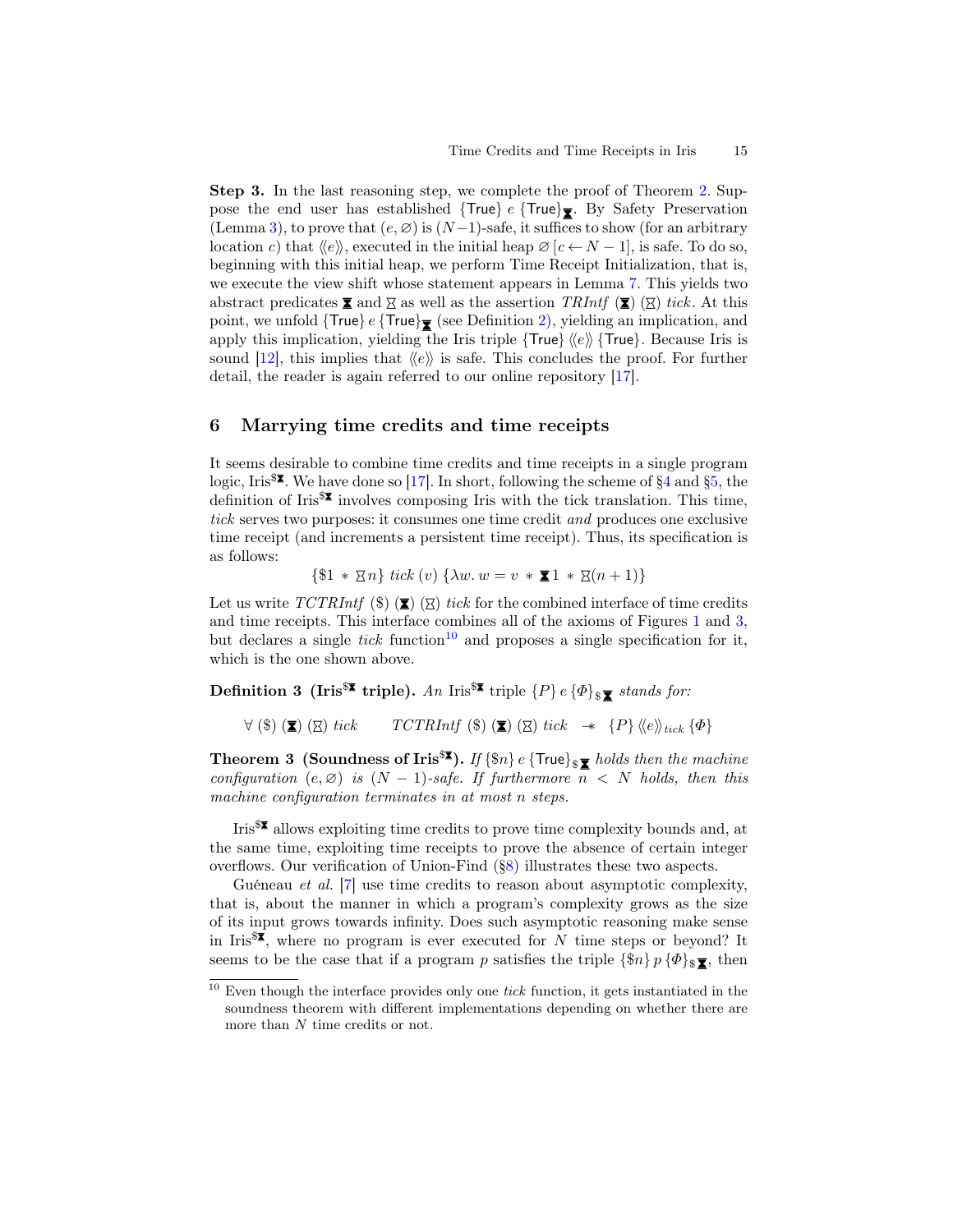**Step 3.** In the last reasoning step, we complete the proof of Theorem 2. Suppose the end user has established $\{\mathsf{True}\}\ e\ \{\mathsf{True}\}_{⧗}$. By Safety Preservation (Lemma 3), to prove that $(e, \varnothing)$ is $(N-1)$-safe, it suffices to show (for an arbitrary location $c$) that $\langle\!\langle e \rangle\!\rangle$, executed in the initial heap $\varnothing\,[c \leftarrow N-1]$, is safe. To do so, beginning with this initial heap, we perform Time Receipt Initialization, that is, we execute the view shift whose statement appears in Lemma 7. This yields two abstract predicates ⧗ and ⧖ as well as the assertion $\mathit{TRIntf}$ (⧗) (⧖) $\mathit{tick}$. At this point, we unfold $\{\mathsf{True}\}\ e\ \{\mathsf{True}\}_{⧗}$ (see Definition 2), yielding an implication, and apply this implication, yielding the Iris triple $\{\mathsf{True}\}\ \langle\!\langle e \rangle\!\rangle\ \{\mathsf{True}\}$. Because Iris is sound [12], this implies that $\langle\!\langle e \rangle\!\rangle$ is safe. This concludes the proof. For further detail, the reader is again referred to our online repository [17].

## 6 Marrying time credits and time receipts

It seems desirable to combine time credits and time receipts in a single program logic, Iris$^{\$⧗}$. We have done so [17]. In short, following the scheme of §4 and §5, the definition of Iris$^{\$⧗}$ involves composing Iris with the tick translation. This time, *tick* serves two purposes: it consumes one time credit *and* produces one exclusive time receipt (and increments a persistent time receipt). Thus, its specification is as follows:

$$\{\$1 \ast ⧖ n\}\ \mathit{tick}\ (v)\ \{\lambda w.\ w = v \ast ⧗ 1 \ast ⧖(n+1)\}$$

Let us write $\mathit{TCTRIntf}$ (\$) (⧗) (⧖) $\mathit{tick}$ for the combined interface of time credits and time receipts. This interface combines all of the axioms of Figures 1 and 3, but declares a single *tick* function[10] and proposes a single specification for it, which is the one shown above.

**Definition 3 (Iris$^{\$⧗}$ triple).** *An* Iris$^{\$⧗}$ *triple* $\{P\}\ e\ \{\Phi\}_{\$⧗}$ *stands for:*

$$\forall\ (\$)\ (⧗)\ (⧖)\ \mathit{tick} \qquad \mathit{TCTRIntf}\ (\$)\ (⧗)\ (⧖)\ \mathit{tick} \ \twoheadrightarrow\ \{P\}\ \langle\!\langle e \rangle\!\rangle_{\mathit{tick}}\ \{\Phi\}$$

**Theorem 3 (Soundness of Iris$^{\$⧗}$).** *If* $\{\$n\}\ e\ \{\mathsf{True}\}_{\$⧗}$ *holds then the machine configuration* $(e, \varnothing)$ *is* $(N-1)$*-safe. If furthermore* $n < N$ *holds, then this machine configuration terminates in at most* $n$ *steps.*

Iris$^{\$⧗}$ allows exploiting time credits to prove time complexity bounds and, at the same time, exploiting time receipts to prove the absence of certain integer overflows. Our verification of Union-Find (§8) illustrates these two aspects.

Guéneau *et al.* [7] use time credits to reason about asymptotic complexity, that is, about the manner in which a program's complexity grows as the size of its input grows towards infinity. Does such asymptotic reasoning make sense in Iris$^{\$⧗}$, where no program is ever executed for $N$ time steps or beyond? It seems to be the case that if a program $p$ satisfies the triple $\{\$n\}\ p\ \{\Phi\}_{\$⧗}$, then

[10] Even though the interface provides only one *tick* function, it gets instantiated in the soundness theorem with different implementations depending on whether there are more than $N$ time credits or not.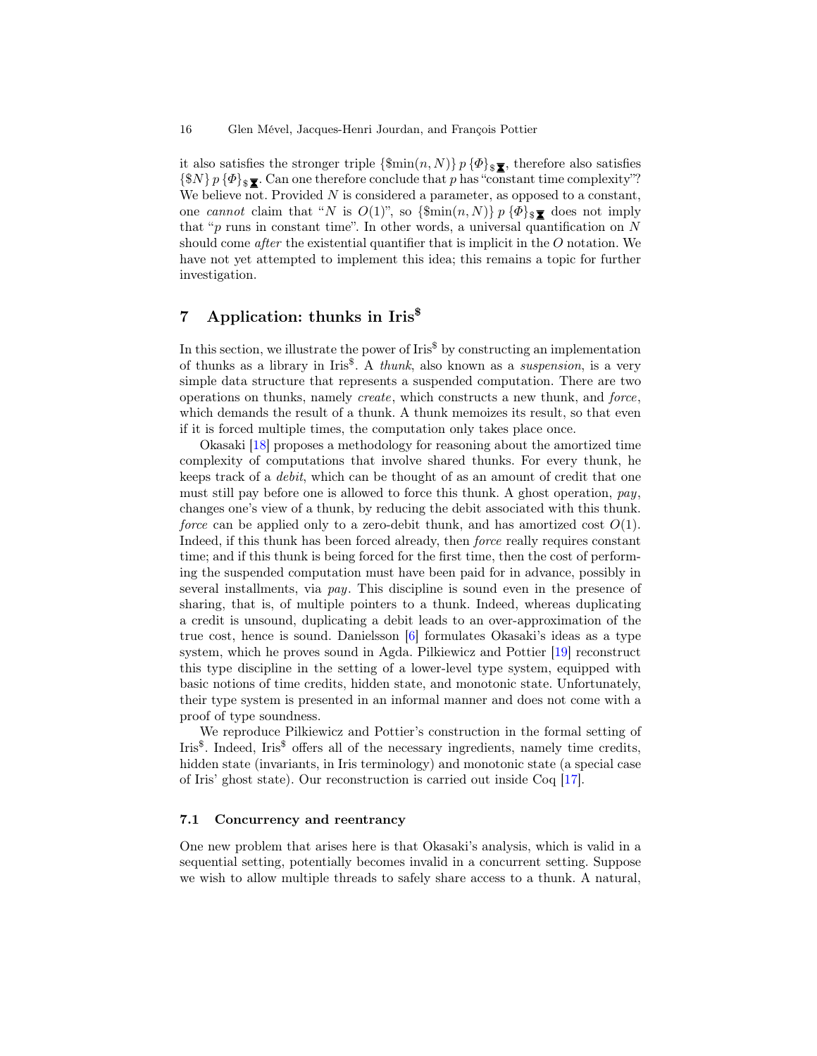it also satisfies the stronger triple $\{\$\min(n, N)\}\; p\; \{\Phi\}_{\$\,\boxtimes}$, therefore also satisfies $\{\$N\}\; p\; \{\Phi\}_{\$\,\boxtimes}$. Can one therefore conclude that $p$ has "constant time complexity"? We believe not. Provided $N$ is considered a parameter, as opposed to a constant, one *cannot* claim that "$N$ is $O(1)$", so $\{\$\min(n, N)\}\; p\; \{\Phi\}_{\$\,\boxtimes}$ does not imply that "$p$ runs in constant time". In other words, a universal quantification on $N$ should come *after* the existential quantifier that is implicit in the $O$ notation. We have not yet attempted to implement this idea; this remains a topic for further investigation.

## 7 Application: thunks in Iris$^{\$}$

In this section, we illustrate the power of Iris$^{\$}$ by constructing an implementation of thunks as a library in Iris$^{\$}$. A *thunk*, also known as a *suspension*, is a very simple data structure that represents a suspended computation. There are two operations on thunks, namely *create*, which constructs a new thunk, and *force*, which demands the result of a thunk. A thunk memoizes its result, so that even if it is forced multiple times, the computation only takes place once.

Okasaki [18] proposes a methodology for reasoning about the amortized time complexity of computations that involve shared thunks. For every thunk, he keeps track of a *debit*, which can be thought of as an amount of credit that one must still pay before one is allowed to force this thunk. A ghost operation, *pay*, changes one's view of a thunk, by reducing the debit associated with this thunk. *force* can be applied only to a zero-debit thunk, and has amortized cost $O(1)$. Indeed, if this thunk has been forced already, then *force* really requires constant time; and if this thunk is being forced for the first time, then the cost of performing the suspended computation must have been paid for in advance, possibly in several installments, via *pay*. This discipline is sound even in the presence of sharing, that is, of multiple pointers to a thunk. Indeed, whereas duplicating a credit is unsound, duplicating a debit leads to an over-approximation of the true cost, hence is sound. Danielsson [6] formulates Okasaki's ideas as a type system, which he proves sound in Agda. Pilkiewicz and Pottier [19] reconstruct this type discipline in the setting of a lower-level type system, equipped with basic notions of time credits, hidden state, and monotonic state. Unfortunately, their type system is presented in an informal manner and does not come with a proof of type soundness.

We reproduce Pilkiewicz and Pottier's construction in the formal setting of Iris$^{\$}$. Indeed, Iris$^{\$}$ offers all of the necessary ingredients, namely time credits, hidden state (invariants, in Iris terminology) and monotonic state (a special case of Iris' ghost state). Our reconstruction is carried out inside Coq [17].

### 7.1 Concurrency and reentrancy

One new problem that arises here is that Okasaki's analysis, which is valid in a sequential setting, potentially becomes invalid in a concurrent setting. Suppose we wish to allow multiple threads to safely share access to a thunk. A natural,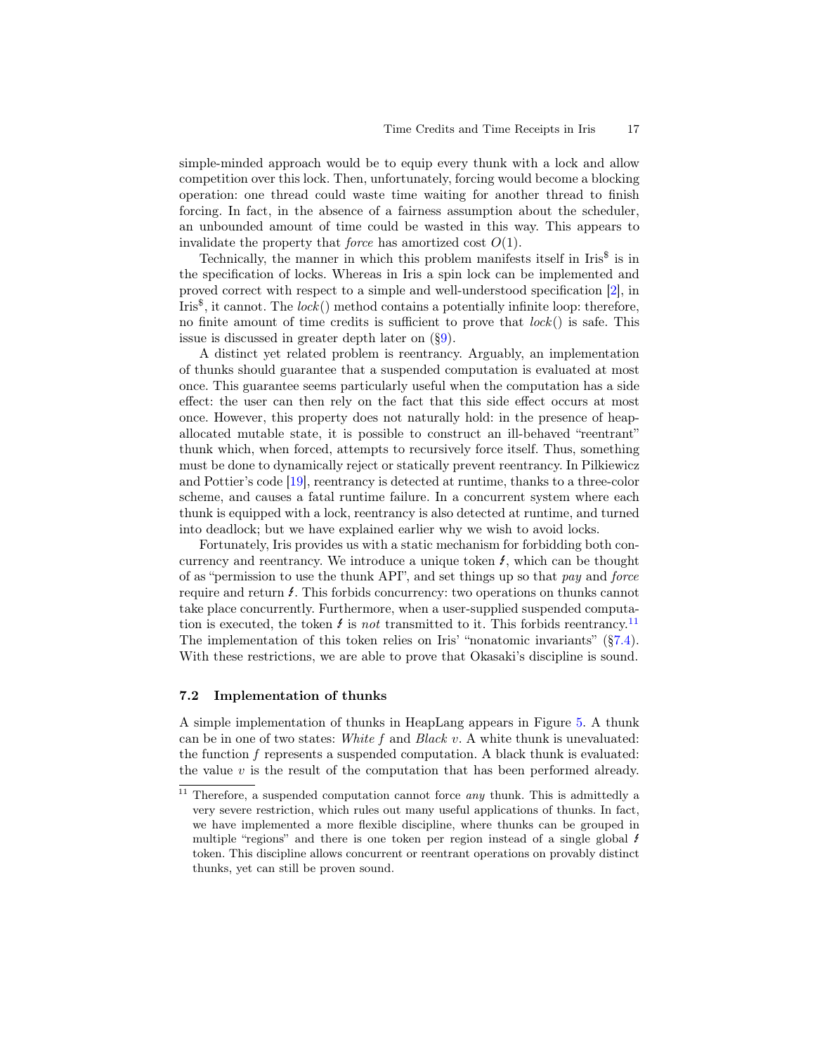simple-minded approach would be to equip every thunk with a lock and allow competition over this lock. Then, unfortunately, forcing would become a blocking operation: one thread could waste time waiting for another thread to finish forcing. In fact, in the absence of a fairness assumption about the scheduler, an unbounded amount of time could be wasted in this way. This appears to invalidate the property that *force* has amortized cost $O(1)$.

Technically, the manner in which this problem manifests itself in Iris$^{\$}$ is in the specification of locks. Whereas in Iris a spin lock can be implemented and proved correct with respect to a simple and well-understood specification [2], in Iris$^{\$}$, it cannot. The *lock*() method contains a potentially infinite loop: therefore, no finite amount of time credits is sufficient to prove that *lock*() is safe. This issue is discussed in greater depth later on (§9).

A distinct yet related problem is reentrancy. Arguably, an implementation of thunks should guarantee that a suspended computation is evaluated at most once. This guarantee seems particularly useful when the computation has a side effect: the user can then rely on the fact that this side effect occurs at most once. However, this property does not naturally hold: in the presence of heap-allocated mutable state, it is possible to construct an ill-behaved "reentrant" thunk which, when forced, attempts to recursively force itself. Thus, something must be done to dynamically reject or statically prevent reentrancy. In Pilkiewicz and Pottier's code [19], reentrancy is detected at runtime, thanks to a three-color scheme, and causes a fatal runtime failure. In a concurrent system where each thunk is equipped with a lock, reentrancy is also detected at runtime, and turned into deadlock; but we have explained earlier why we wish to avoid locks.

Fortunately, Iris provides us with a static mechanism for forbidding both concurrency and reentrancy. We introduce a unique token $\lightning$, which can be thought of as "permission to use the thunk API", and set things up so that *pay* and *force* require and return $\lightning$. This forbids concurrency: two operations on thunks cannot take place concurrently. Furthermore, when a user-supplied suspended computation is executed, the token $\lightning$ is *not* transmitted to it. This forbids reentrancy.[11] The implementation of this token relies on Iris' "nonatomic invariants" (§7.4). With these restrictions, we are able to prove that Okasaki's discipline is sound.

### 7.2 Implementation of thunks

A simple implementation of thunks in HeapLang appears in Figure 5. A thunk can be in one of two states: *White* $f$ and *Black* $v$. A white thunk is unevaluated: the function $f$ represents a suspended computation. A black thunk is evaluated: the value $v$ is the result of the computation that has been performed already.

[11] Therefore, a suspended computation cannot force *any* thunk. This is admittedly a very severe restriction, which rules out many useful applications of thunks. In fact, we have implemented a more flexible discipline, where thunks can be grouped in multiple "regions" and there is one token per region instead of a single global $\lightning$ token. This discipline allows concurrent or reentrant operations on provably distinct thunks, yet can still be proven sound.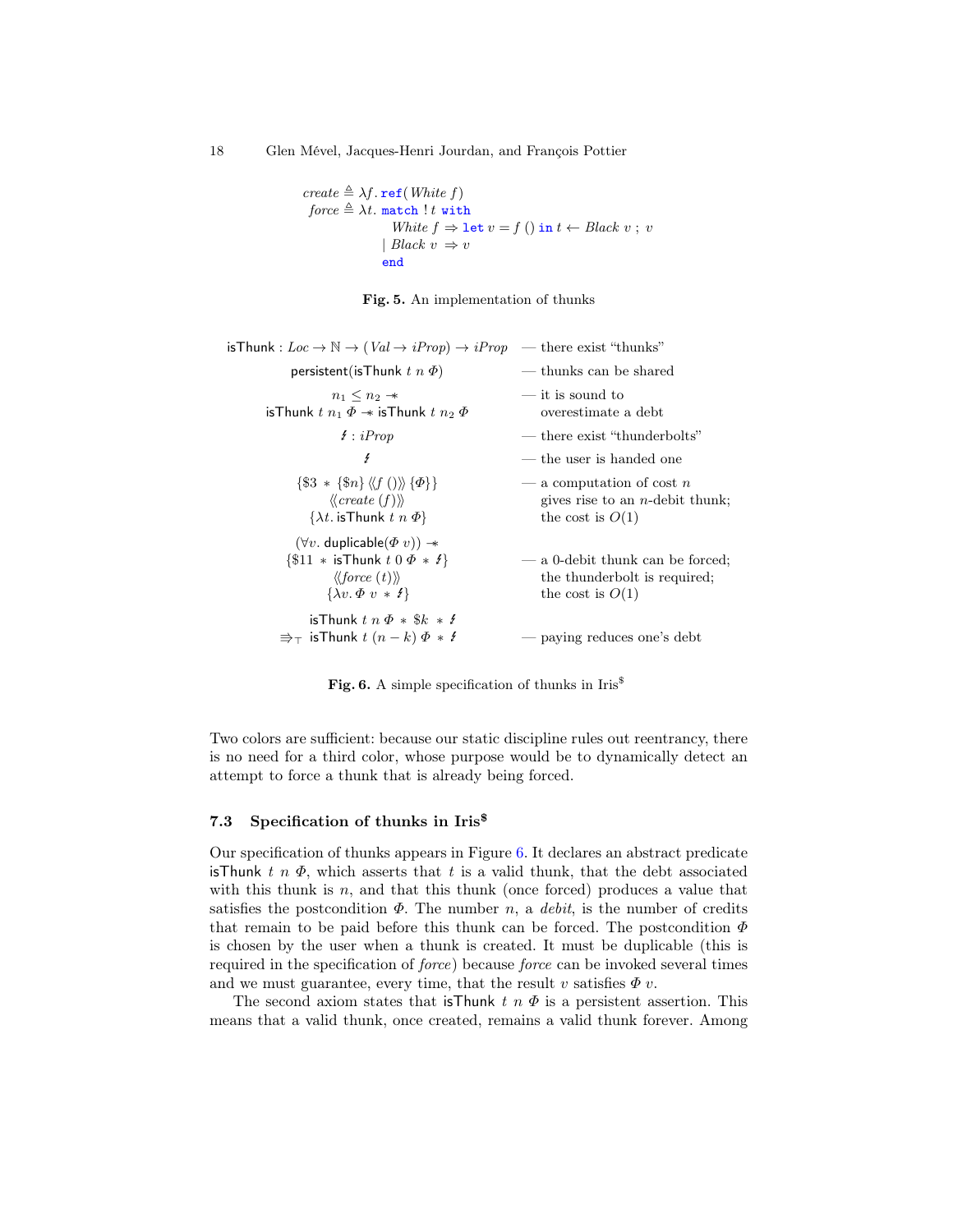$$
\begin{array}{l}
\mathit{create} \triangleq \lambda f.\, \texttt{ref}(\,\mathit{White}\ f)\\
\mathit{force} \triangleq \lambda t.\ \texttt{match}\ !\,t\ \texttt{with}\\
\qquad\qquad \mathit{White}\ f \Rightarrow \texttt{let}\ v = f\ ()\ \texttt{in}\ t \leftarrow \mathit{Black}\ v\ ;\ v\\
\qquad\quad\ \mid \mathit{Black}\ v\ \Rightarrow v\\
\qquad\quad\ \texttt{end}
\end{array}
$$

**Fig. 5.** An implementation of thunks

| | |
|---|---|
| $\mathsf{isThunk} : \mathit{Loc} \to \mathbb{N} \to (\mathit{Val} \to \mathit{iProp}) \to \mathit{iProp}$ | — there exist "thunks" |
| $\mathsf{persistent}(\mathsf{isThunk}\ t\ n\ \Phi)$ | — thunks can be shared |
| $n_1 \leq n_2 \twoheadrightarrow$ <br> $\mathsf{isThunk}\ t\ n_1\ \Phi \twoheadrightarrow \mathsf{isThunk}\ t\ n_2\ \Phi$ | — it is sound to overestimate a debt |
| $\lightning : \mathit{iProp}$ | — there exist "thunderbolts" |
| $\lightning$ | — the user is handed one |
| $\{\$3 \ast \{\$n\}\ \langle\!\langle f\ ()\rangle\!\rangle\ \{\Phi\}\}$ <br> $\langle\!\langle \mathit{create}\ (f)\rangle\!\rangle$ <br> $\{\lambda t.\, \mathsf{isThunk}\ t\ n\ \Phi\}$ | — a computation of cost $n$ gives rise to an $n$-debit thunk; the cost is $O(1)$ |
| $(\forall v.\ \mathsf{duplicable}(\Phi\ v)) \twoheadrightarrow$ <br> $\{\$11 \ast \mathsf{isThunk}\ t\ 0\ \Phi \ast \lightning\}$ <br> $\langle\!\langle \mathit{force}\ (t)\rangle\!\rangle$ <br> $\{\lambda v.\, \Phi\ v \ast \lightning\}$ | — a 0-debit thunk can be forced; the thunderbolt is required; the cost is $O(1)$ |
| $\mathsf{isThunk}\ t\ n\ \Phi \ast \$k \ast \lightning$ <br> $\Rrightarrow_\top\ \mathsf{isThunk}\ t\ (n-k)\ \Phi \ast \lightning$ | — paying reduces one's debt |

**Fig. 6.** A simple specification of thunks in Iris$^\$$

Two colors are sufficient: because our static discipline rules out reentrancy, there is no need for a third color, whose purpose would be to dynamically detect an attempt to force a thunk that is already being forced.

### 7.3 Specification of thunks in Iris$^\$$

Our specification of thunks appears in Figure 6. It declares an abstract predicate $\mathsf{isThunk}\ t\ n\ \Phi$, which asserts that $t$ is a valid thunk, that the debt associated with this thunk is $n$, and that this thunk (once forced) produces a value that satisfies the postcondition $\Phi$. The number $n$, a *debit*, is the number of credits that remain to be paid before this thunk can be forced. The postcondition $\Phi$ is chosen by the user when a thunk is created. It must be duplicable (this is required in the specification of *force*) because *force* can be invoked several times and we must guarantee, every time, that the result $v$ satisfies $\Phi\ v$.

The second axiom states that $\mathsf{isThunk}\ t\ n\ \Phi$ is a persistent assertion. This means that a valid thunk, once created, remains a valid thunk forever. Among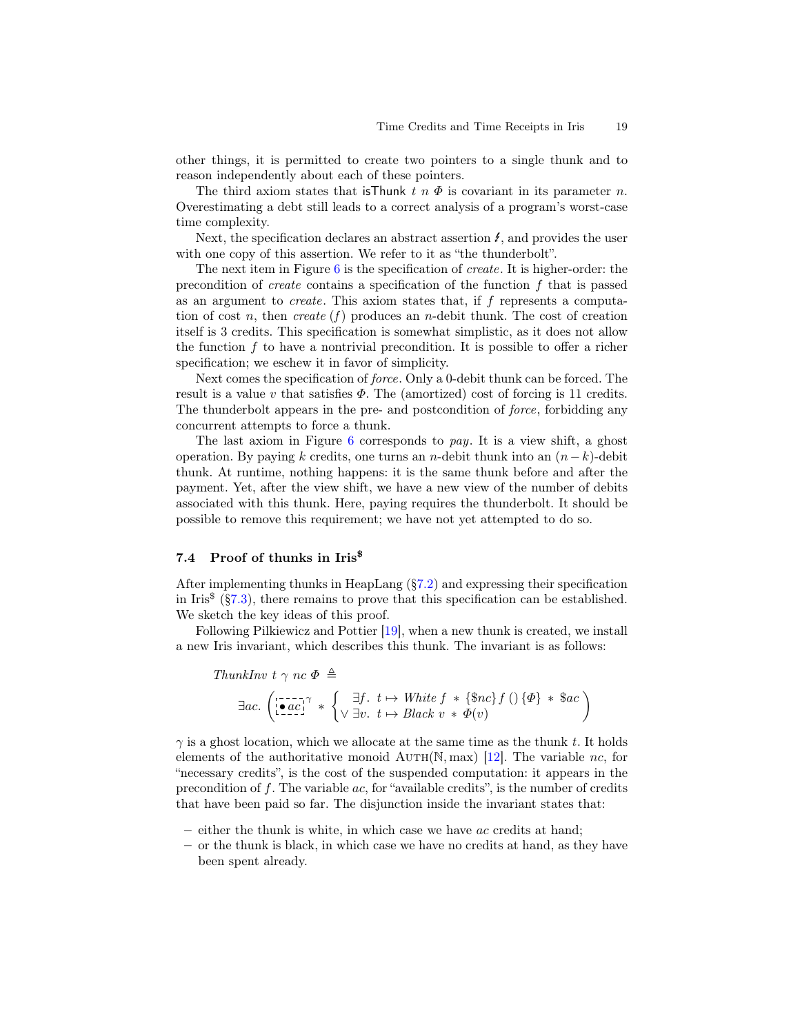other things, it is permitted to create two pointers to a single thunk and to reason independently about each of these pointers.

The third axiom states that $\mathsf{isThunk}\ t\ n\ \Phi$ is covariant in its parameter $n$. Overestimating a debt still leads to a correct analysis of a program's worst-case time complexity.

Next, the specification declares an abstract assertion $\lightning$, and provides the user with one copy of this assertion. We refer to it as "the thunderbolt".

The next item in Figure 6 is the specification of *create*. It is higher-order: the precondition of *create* contains a specification of the function $f$ that is passed as an argument to *create*. This axiom states that, if $f$ represents a computation of cost $n$, then *create* $(f)$ produces an $n$-debit thunk. The cost of creation itself is 3 credits. This specification is somewhat simplistic, as it does not allow the function $f$ to have a nontrivial precondition. It is possible to offer a richer specification; we eschew it in favor of simplicity.

Next comes the specification of *force*. Only a 0-debit thunk can be forced. The result is a value $v$ that satisfies $\Phi$. The (amortized) cost of forcing is 11 credits. The thunderbolt appears in the pre- and postcondition of *force*, forbidding any concurrent attempts to force a thunk.

The last axiom in Figure 6 corresponds to *pay*. It is a view shift, a ghost operation. By paying $k$ credits, one turns an $n$-debit thunk into an $(n-k)$-debit thunk. At runtime, nothing happens: it is the same thunk before and after the payment. Yet, after the view shift, we have a new view of the number of debits associated with this thunk. Here, paying requires the thunderbolt. It should be possible to remove this requirement; we have not yet attempted to do so.

### 7.4 Proof of thunks in Iris$^{\$}$

After implementing thunks in HeapLang (§7.2) and expressing their specification in Iris$^{\$}$ (§7.3), there remains to prove that this specification can be established. We sketch the key ideas of this proof.

Following Pilkiewicz and Pottier [19], when a new thunk is created, we install a new Iris invariant, which describes this thunk. The invariant is as follows:

$$\mathit{ThunkInv}\ t\ \gamma\ nc\ \Phi \triangleq$$
$$\exists ac.\ \left( \boxed{\bullet\, ac}^{\gamma} \ast \begin{cases} \exists f.\ t \mapsto \mathit{White}\ f \ast \{\$nc\}\, f\, ()\, \{\Phi\} \ast \$ac \\ \vee\ \exists v.\ t \mapsto \mathit{Black}\ v \ast \Phi(v) \end{cases} \right)$$

$\gamma$ is a ghost location, which we allocate at the same time as the thunk $t$. It holds elements of the authoritative monoid $\mathrm{AUTH}(\mathbb{N}, \max)$ [12]. The variable $nc$, for "necessary credits", is the cost of the suspended computation: it appears in the precondition of $f$. The variable $ac$, for "available credits", is the number of credits that have been paid so far. The disjunction inside the invariant states that:

– either the thunk is white, in which case we have $ac$ credits at hand;
– or the thunk is black, in which case we have no credits at hand, as they have been spent already.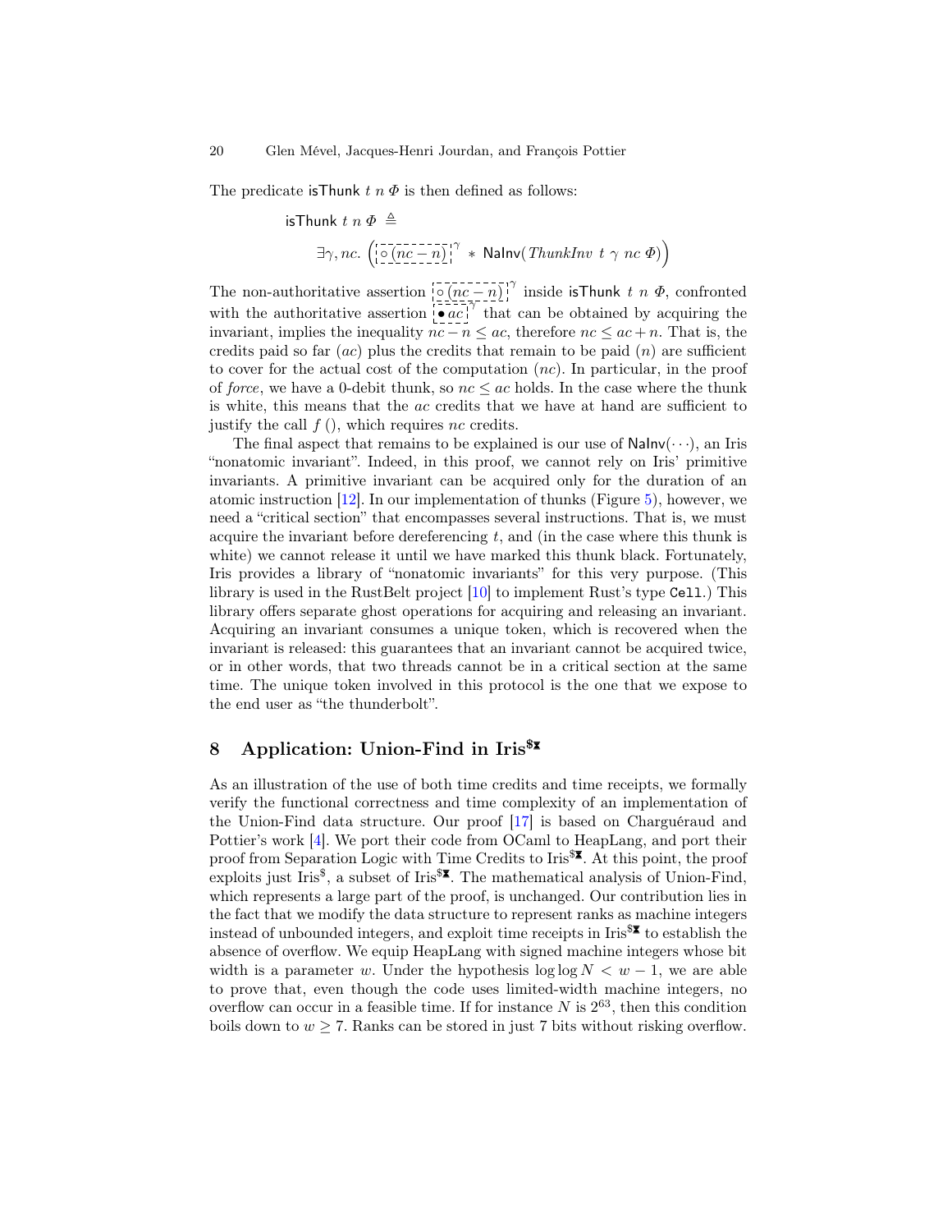The predicate $\mathsf{isThunk}\ t\ n\ \Phi$ is then defined as follows:

$$\mathsf{isThunk}\ t\ n\ \Phi \triangleq \exists \gamma, nc.\ \left(\boxed{\circ\,(nc - n)}^{\gamma} \ast \mathsf{NaInv}(\mathit{ThunkInv}\ t\ \gamma\ nc\ \Phi)\right)$$

The non-authoritative assertion $\boxed{\circ\,(nc - n)}^{\gamma}$ inside $\mathsf{isThunk}\ t\ n\ \Phi$, confronted with the authoritative assertion $\boxed{\bullet\, ac}^{\gamma}$ that can be obtained by acquiring the invariant, implies the inequality $nc - n \leq ac$, therefore $nc \leq ac + n$. That is, the credits paid so far ($ac$) plus the credits that remain to be paid ($n$) are sufficient to cover for the actual cost of the computation ($nc$). In particular, in the proof of *force*, we have a 0-debit thunk, so $nc \leq ac$ holds. In the case where the thunk is white, this means that the $ac$ credits that we have at hand are sufficient to justify the call $f\ ()$, which requires $nc$ credits.

The final aspect that remains to be explained is our use of $\mathsf{NaInv}(\cdots)$, an Iris "nonatomic invariant". Indeed, in this proof, we cannot rely on Iris' primitive invariants. A primitive invariant can be acquired only for the duration of an atomic instruction [12]. In our implementation of thunks (Figure 5), however, we need a "critical section" that encompasses several instructions. That is, we must acquire the invariant before dereferencing $t$, and (in the case where this thunk is white) we cannot release it until we have marked this thunk black. Fortunately, Iris provides a library of "nonatomic invariants" for this very purpose. (This library is used in the RustBelt project [10] to implement Rust's type `Cell`.) This library offers separate ghost operations for acquiring and releasing an invariant. Acquiring an invariant consumes a unique token, which is recovered when the invariant is released: this guarantees that an invariant cannot be acquired twice, or in other words, that two threads cannot be in a critical section at the same time. The unique token involved in this protocol is the one that we expose to the end user as "the thunderbolt".

## 8 Application: Union-Find in Iris$^{\$⧗}$

As an illustration of the use of both time credits and time receipts, we formally verify the functional correctness and time complexity of an implementation of the Union-Find data structure. Our proof [17] is based on Charguéraud and Pottier's work [4]. We port their code from OCaml to HeapLang, and port their proof from Separation Logic with Time Credits to Iris$^{\$⧗}$. At this point, the proof exploits just Iris$^{\$}$, a subset of Iris$^{\$⧗}$. The mathematical analysis of Union-Find, which represents a large part of the proof, is unchanged. Our contribution lies in the fact that we modify the data structure to represent ranks as machine integers instead of unbounded integers, and exploit time receipts in Iris$^{\$⧗}$ to establish the absence of overflow. We equip HeapLang with signed machine integers whose bit width is a parameter $w$. Under the hypothesis $\log \log N < w - 1$, we are able to prove that, even though the code uses limited-width machine integers, no overflow can occur in a feasible time. If for instance $N$ is $2^{63}$, then this condition boils down to $w \geq 7$. Ranks can be stored in just 7 bits without risking overflow.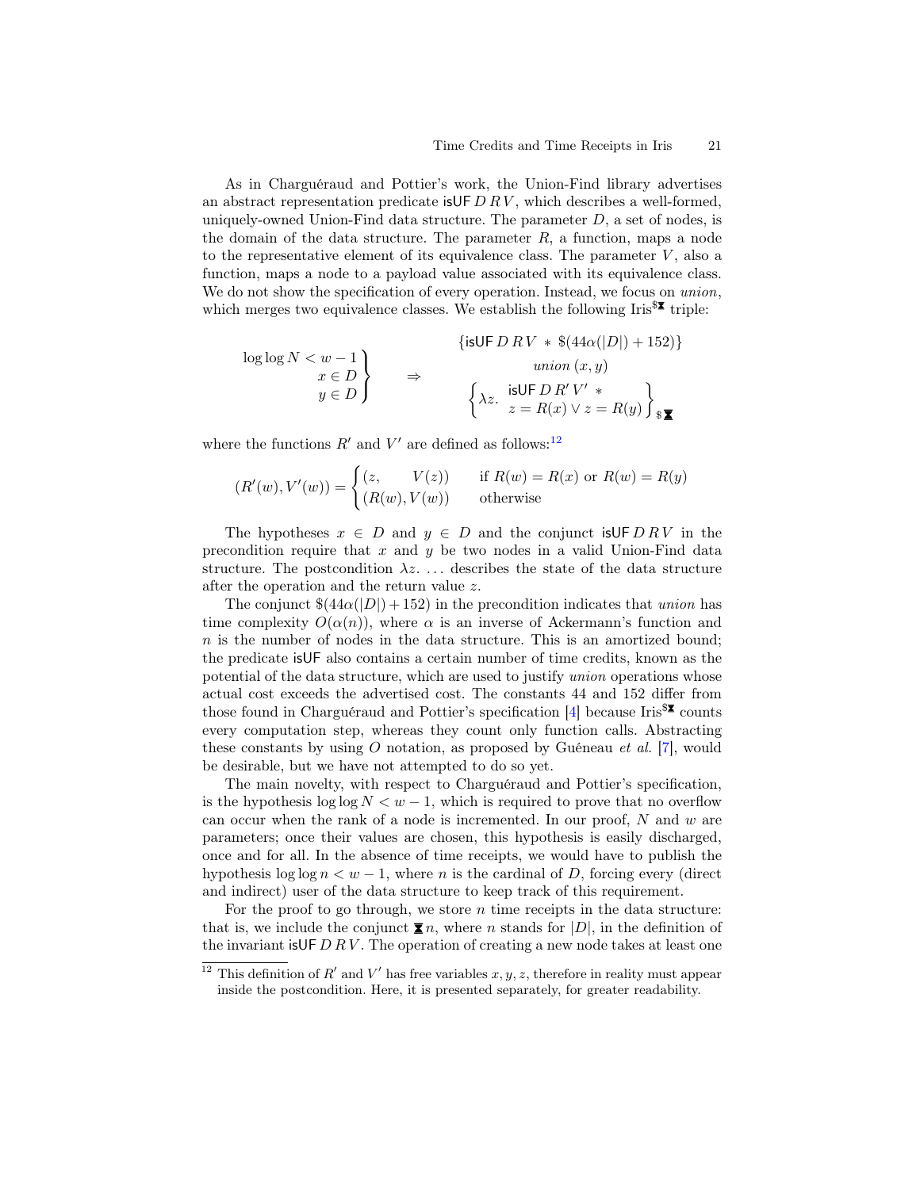As in Charguéraud and Pottier's work, the Union-Find library advertises an abstract representation predicate $\mathsf{isUF}\, D\, R\, V$, which describes a well-formed, uniquely-owned Union-Find data structure. The parameter $D$, a set of nodes, is the domain of the data structure. The parameter $R$, a function, maps a node to the representative element of its equivalence class. The parameter $V$, also a function, maps a node to a payload value associated with its equivalence class. We do not show the specification of every operation. Instead, we focus on *union*, which merges two equivalence classes. We establish the following Iris$^{\$\unicode{x29D7}}$ triple:

$$\left.\begin{array}{r}\log\log N < w-1\\ x \in D\\ y \in D\end{array}\right\} \quad \Rightarrow \quad \begin{array}{c}\{\mathsf{isUF}\, D\, R\, V \,*\, \$(44\alpha(|D|)+152)\}\\ \mathit{union}\,(x,y)\\ \left\{\lambda z.\ \begin{array}{l}\mathsf{isUF}\, D\, R'\, V' \,*\\ z = R(x) \vee z = R(y)\end{array}\right\}_{\$\unicode{x29D7}}\end{array}$$

where the functions $R'$ and $V'$ are defined as follows:[12]

$$(R'(w), V'(w)) = \begin{cases}(z, \quad\quad V(z)) & \text{if } R(w) = R(x) \text{ or } R(w) = R(y)\\ (R(w), V(w)) & \text{otherwise}\end{cases}$$

The hypotheses $x \in D$ and $y \in D$ and the conjunct $\mathsf{isUF}\, D\, R\, V$ in the precondition require that $x$ and $y$ be two nodes in a valid Union-Find data structure. The postcondition $\lambda z. \ldots$ describes the state of the data structure after the operation and the return value $z$.

The conjunct $\$(44\alpha(|D|)+152)$ in the precondition indicates that *union* has time complexity $O(\alpha(n))$, where $\alpha$ is an inverse of Ackermann's function and $n$ is the number of nodes in the data structure. This is an amortized bound; the predicate $\mathsf{isUF}$ also contains a certain number of time credits, known as the potential of the data structure, which are used to justify *union* operations whose actual cost exceeds the advertised cost. The constants 44 and 152 differ from those found in Charguéraud and Pottier's specification [4] because Iris$^{\$\unicode{x29D7}}$ counts every computation step, whereas they count only function calls. Abstracting these constants by using $O$ notation, as proposed by Guéneau *et al.* [7], would be desirable, but we have not attempted to do so yet.

The main novelty, with respect to Charguéraud and Pottier's specification, is the hypothesis $\log\log N < w-1$, which is required to prove that no overflow can occur when the rank of a node is incremented. In our proof, $N$ and $w$ are parameters; once their values are chosen, this hypothesis is easily discharged, once and for all. In the absence of time receipts, we would have to publish the hypothesis $\log\log n < w-1$, where $n$ is the cardinal of $D$, forcing every (direct and indirect) user of the data structure to keep track of this requirement.

For the proof to go through, we store $n$ time receipts in the data structure: that is, we include the conjunct $\unicode{x29D7}\, n$, where $n$ stands for $|D|$, in the definition of the invariant $\mathsf{isUF}\, D\, R\, V$. The operation of creating a new node takes at least one

[12] This definition of $R'$ and $V'$ has free variables $x, y, z$, therefore in reality must appear inside the postcondition. Here, it is presented separately, for greater readability.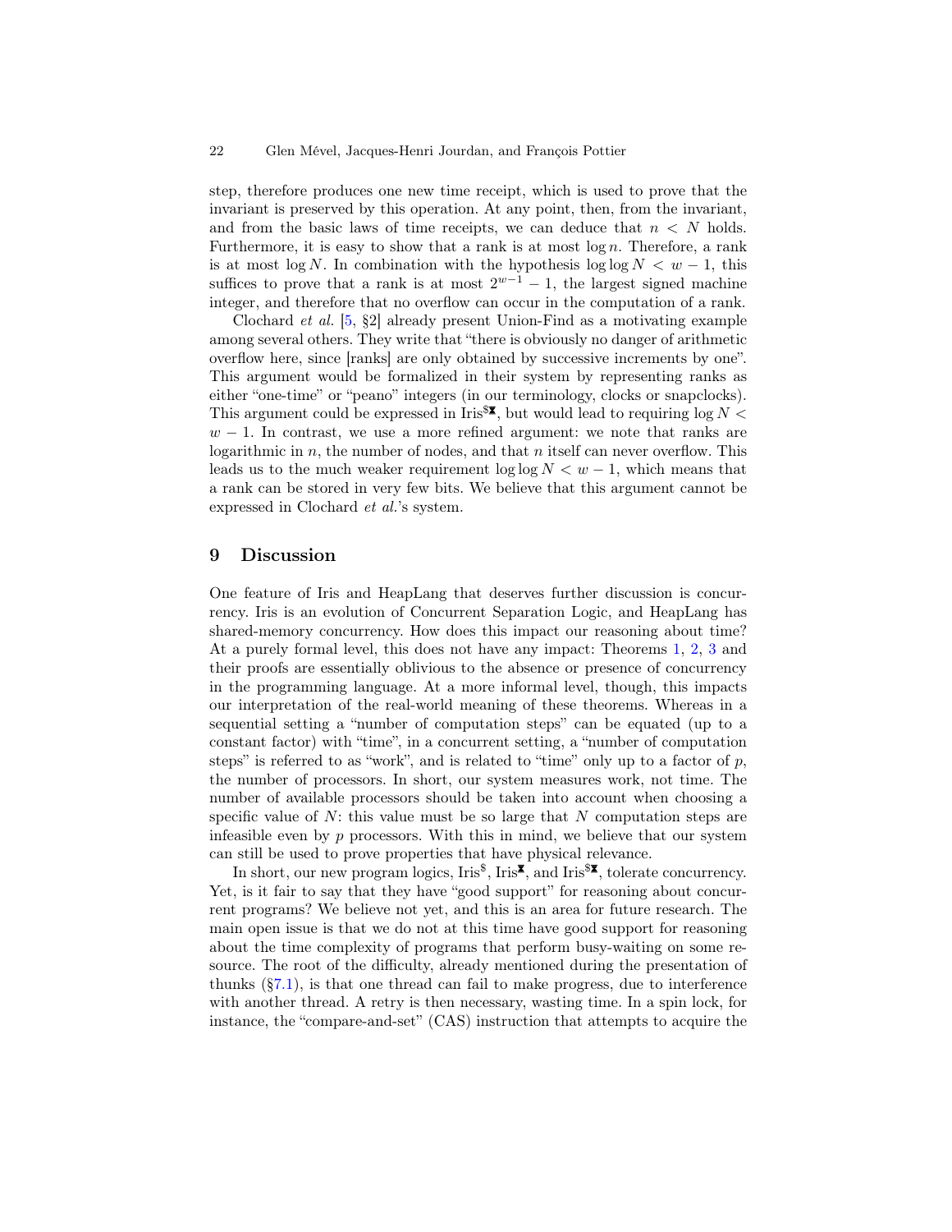step, therefore produces one new time receipt, which is used to prove that the invariant is preserved by this operation. At any point, then, from the invariant, and from the basic laws of time receipts, we can deduce that $n < N$ holds. Furthermore, it is easy to show that a rank is at most $\log n$. Therefore, a rank is at most $\log N$. In combination with the hypothesis $\log \log N < w - 1$, this suffices to prove that a rank is at most $2^{w-1} - 1$, the largest signed machine integer, and therefore that no overflow can occur in the computation of a rank.

Clochard *et al.* [5, §2] already present Union-Find as a motivating example among several others. They write that "there is obviously no danger of arithmetic overflow here, since [ranks] are only obtained by successive increments by one". This argument would be formalized in their system by representing ranks as either "one-time" or "peano" integers (in our terminology, clocks or snapclocks). This argument could be expressed in Iris$^{\$⧗}$, but would lead to requiring $\log N < w - 1$. In contrast, we use a more refined argument: we note that ranks are logarithmic in $n$, the number of nodes, and that $n$ itself can never overflow. This leads us to the much weaker requirement $\log \log N < w - 1$, which means that a rank can be stored in very few bits. We believe that this argument cannot be expressed in Clochard *et al.*'s system.

## 9 Discussion

One feature of Iris and HeapLang that deserves further discussion is concurrency. Iris is an evolution of Concurrent Separation Logic, and HeapLang has shared-memory concurrency. How does this impact our reasoning about time? At a purely formal level, this does not have any impact: Theorems 1, 2, 3 and their proofs are essentially oblivious to the absence or presence of concurrency in the programming language. At a more informal level, though, this impacts our interpretation of the real-world meaning of these theorems. Whereas in a sequential setting a "number of computation steps" can be equated (up to a constant factor) with "time", in a concurrent setting, a "number of computation steps" is referred to as "work", and is related to "time" only up to a factor of $p$, the number of processors. In short, our system measures work, not time. The number of available processors should be taken into account when choosing a specific value of $N$: this value must be so large that $N$ computation steps are infeasible even by $p$ processors. With this in mind, we believe that our system can still be used to prove properties that have physical relevance.

In short, our new program logics, Iris$^{\$}$, Iris$^{⧗}$, and Iris$^{\$⧗}$, tolerate concurrency. Yet, is it fair to say that they have "good support" for reasoning about concurrent programs? We believe not yet, and this is an area for future research. The main open issue is that we do not at this time have good support for reasoning about the time complexity of programs that perform busy-waiting on some resource. The root of the difficulty, already mentioned during the presentation of thunks (§7.1), is that one thread can fail to make progress, due to interference with another thread. A retry is then necessary, wasting time. In a spin lock, for instance, the "compare-and-set" (CAS) instruction that attempts to acquire the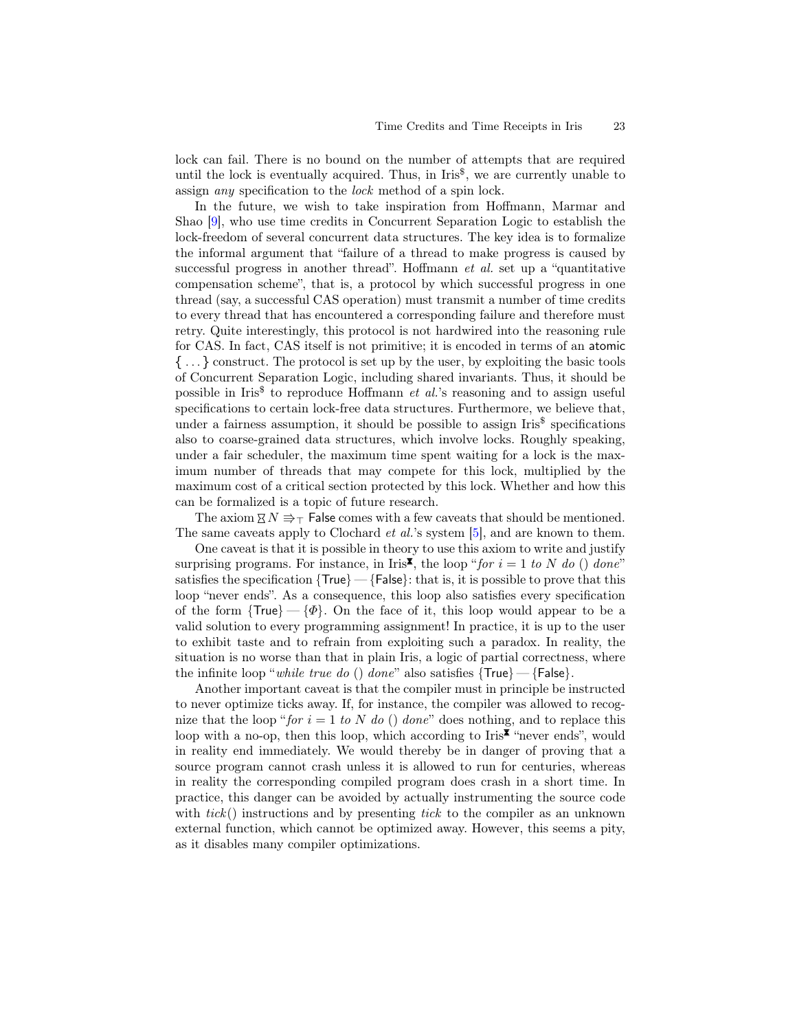lock can fail. There is no bound on the number of attempts that are required until the lock is eventually acquired. Thus, in Iris$^\$$, we are currently unable to assign *any* specification to the *lock* method of a spin lock.

In the future, we wish to take inspiration from Hoffmann, Marmar and Shao [9], who use time credits in Concurrent Separation Logic to establish the lock-freedom of several concurrent data structures. The key idea is to formalize the informal argument that "failure of a thread to make progress is caused by successful progress in another thread". Hoffmann *et al.* set up a "quantitative compensation scheme", that is, a protocol by which successful progress in one thread (say, a successful CAS operation) must transmit a number of time credits to every thread that has encountered a corresponding failure and therefore must retry. Quite interestingly, this protocol is not hardwired into the reasoning rule for CAS. In fact, CAS itself is not primitive; it is encoded in terms of an atomic $\{ \ldots \}$ construct. The protocol is set up by the user, by exploiting the basic tools of Concurrent Separation Logic, including shared invariants. Thus, it should be possible in Iris$^\$$ to reproduce Hoffmann *et al.*'s reasoning and to assign useful specifications to certain lock-free data structures. Furthermore, we believe that, under a fairness assumption, it should be possible to assign Iris$^\$$ specifications also to coarse-grained data structures, which involve locks. Roughly speaking, under a fair scheduler, the maximum time spent waiting for a lock is the maximum number of threads that may compete for this lock, multiplied by the maximum cost of a critical section protected by this lock. Whether and how this can be formalized is a topic of future research.

The axiom $⧖ N \Rrightarrow_\top \mathsf{False}$ comes with a few caveats that should be mentioned. The same caveats apply to Clochard *et al.*'s system [5], and are known to them.

One caveat is that it is possible in theory to use this axiom to write and justify surprising programs. For instance, in Iris$^{⧗}$, the loop "*for* $i = 1$ *to* $N$ *do* () *done*" satisfies the specification $\{\mathsf{True}\} - \{\mathsf{False}\}$: that is, it is possible to prove that this loop "never ends". As a consequence, this loop also satisfies every specification of the form $\{\mathsf{True}\} - \{\Phi\}$. On the face of it, this loop would appear to be a valid solution to every programming assignment! In practice, it is up to the user to exhibit taste and to refrain from exploiting such a paradox. In reality, the situation is no worse than that in plain Iris, a logic of partial correctness, where the infinite loop "*while true do* () *done*" also satisfies $\{\mathsf{True}\} - \{\mathsf{False}\}$.

Another important caveat is that the compiler must in principle be instructed to never optimize ticks away. If, for instance, the compiler was allowed to recognize that the loop "*for* $i = 1$ *to* $N$ *do* () *done*" does nothing, and to replace this loop with a no-op, then this loop, which according to Iris$^{⧗}$ "never ends", would in reality end immediately. We would thereby be in danger of proving that a source program cannot crash unless it is allowed to run for centuries, whereas in reality the corresponding compiled program does crash in a short time. In practice, this danger can be avoided by actually instrumenting the source code with *tick*() instructions and by presenting *tick* to the compiler as an unknown external function, which cannot be optimized away. However, this seems a pity, as it disables many compiler optimizations.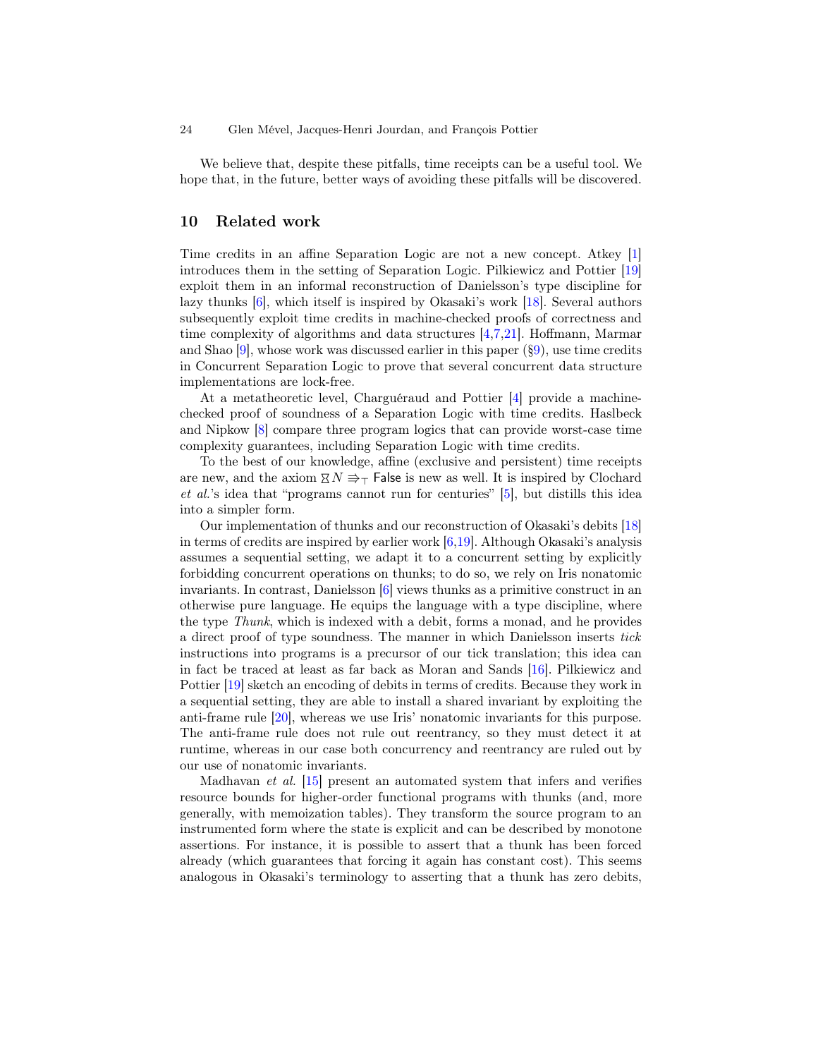We believe that, despite these pitfalls, time receipts can be a useful tool. We hope that, in the future, better ways of avoiding these pitfalls will be discovered.

## 10 Related work

Time credits in an affine Separation Logic are not a new concept. Atkey [1] introduces them in the setting of Separation Logic. Pilkiewicz and Pottier [19] exploit them in an informal reconstruction of Danielsson's type discipline for lazy thunks [6], which itself is inspired by Okasaki's work [18]. Several authors subsequently exploit time credits in machine-checked proofs of correctness and time complexity of algorithms and data structures [4,7,21]. Hoffmann, Marmar and Shao [9], whose work was discussed earlier in this paper (§9), use time credits in Concurrent Separation Logic to prove that several concurrent data structure implementations are lock-free.

At a metatheoretic level, Charguéraud and Pottier [4] provide a machine-checked proof of soundness of a Separation Logic with time credits. Haslbeck and Nipkow [8] compare three program logics that can provide worst-case time complexity guarantees, including Separation Logic with time credits.

To the best of our knowledge, affine (exclusive and persistent) time receipts are new, and the axiom $⧖ N \Rrightarrow_{\top} \mathsf{False}$ is new as well. It is inspired by Clochard *et al.*'s idea that "programs cannot run for centuries" [5], but distills this idea into a simpler form.

Our implementation of thunks and our reconstruction of Okasaki's debits [18] in terms of credits are inspired by earlier work [6,19]. Although Okasaki's analysis assumes a sequential setting, we adapt it to a concurrent setting by explicitly forbidding concurrent operations on thunks; to do so, we rely on Iris nonatomic invariants. In contrast, Danielsson [6] views thunks as a primitive construct in an otherwise pure language. He equips the language with a type discipline, where the type *Thunk*, which is indexed with a debit, forms a monad, and he provides a direct proof of type soundness. The manner in which Danielsson inserts *tick* instructions into programs is a precursor of our tick translation; this idea can in fact be traced at least as far back as Moran and Sands [16]. Pilkiewicz and Pottier [19] sketch an encoding of debits in terms of credits. Because they work in a sequential setting, they are able to install a shared invariant by exploiting the anti-frame rule [20], whereas we use Iris' nonatomic invariants for this purpose. The anti-frame rule does not rule out reentrancy, so they must detect it at runtime, whereas in our case both concurrency and reentrancy are ruled out by our use of nonatomic invariants.

Madhavan *et al.* [15] present an automated system that infers and verifies resource bounds for higher-order functional programs with thunks (and, more generally, with memoization tables). They transform the source program to an instrumented form where the state is explicit and can be described by monotone assertions. For instance, it is possible to assert that a thunk has been forced already (which guarantees that forcing it again has constant cost). This seems analogous in Okasaki's terminology to asserting that a thunk has zero debits,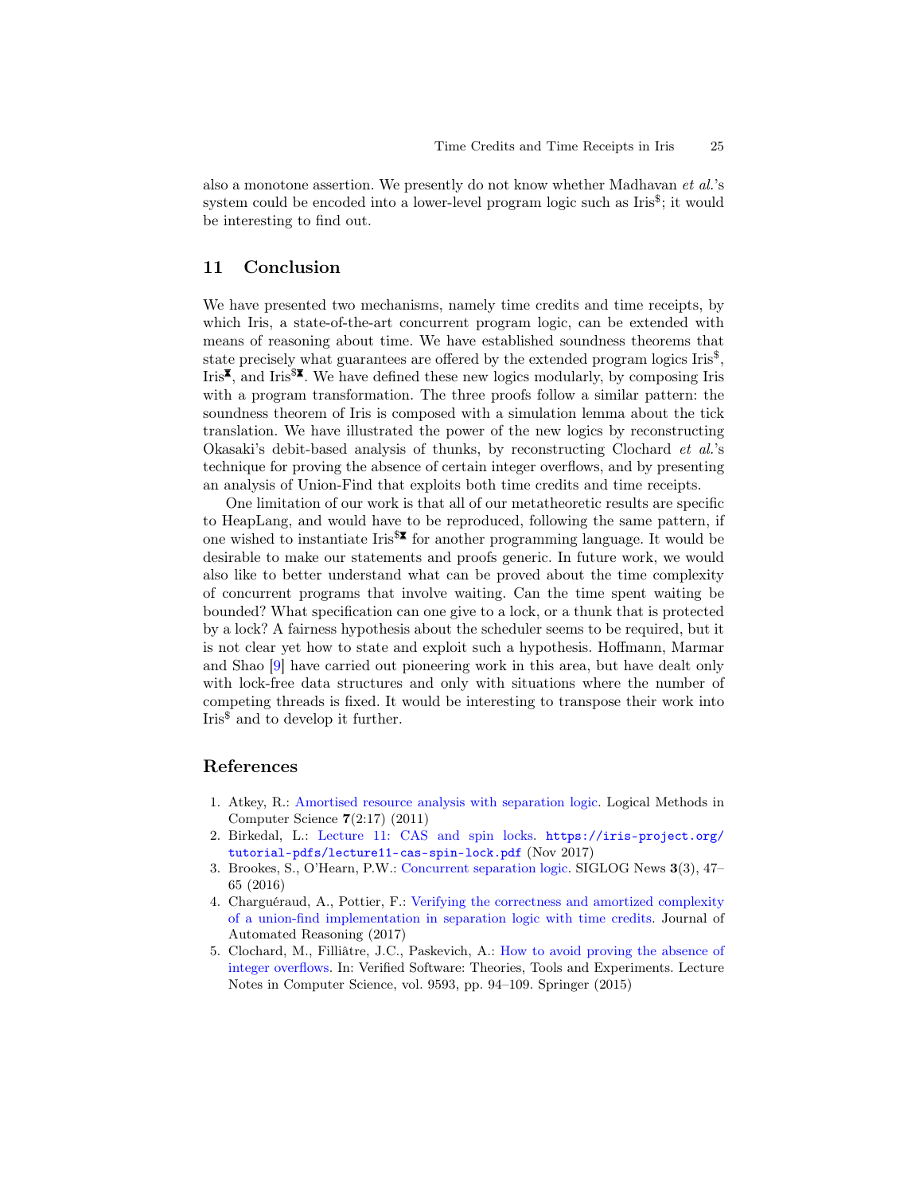also a monotone assertion. We presently do not know whether Madhavan *et al.*'s system could be encoded into a lower-level program logic such as Iris$^{\$}$; it would be interesting to find out.

## 11 Conclusion

We have presented two mechanisms, namely time credits and time receipts, by which Iris, a state-of-the-art concurrent program logic, can be extended with means of reasoning about time. We have established soundness theorems that state precisely what guarantees are offered by the extended program logics Iris$^{\$}$, Iris$^{⧗}$, and Iris$^{\$⧗}$. We have defined these new logics modularly, by composing Iris with a program transformation. The three proofs follow a similar pattern: the soundness theorem of Iris is composed with a simulation lemma about the tick translation. We have illustrated the power of the new logics by reconstructing Okasaki's debit-based analysis of thunks, by reconstructing Clochard *et al.*'s technique for proving the absence of certain integer overflows, and by presenting an analysis of Union-Find that exploits both time credits and time receipts.

One limitation of our work is that all of our metatheoretic results are specific to HeapLang, and would have to be reproduced, following the same pattern, if one wished to instantiate Iris$^{\$⧗}$ for another programming language. It would be desirable to make our statements and proofs generic. In future work, we would also like to better understand what can be proved about the time complexity of concurrent programs that involve waiting. Can the time spent waiting be bounded? What specification can one give to a lock, or a thunk that is protected by a lock? A fairness hypothesis about the scheduler seems to be required, but it is not clear yet how to state and exploit such a hypothesis. Hoffmann, Marmar and Shao [9] have carried out pioneering work in this area, but have dealt only with lock-free data structures and only with situations where the number of competing threads is fixed. It would be interesting to transpose their work into Iris$^{\$}$ and to develop it further.

## References

1. Atkey, R.: Amortised resource analysis with separation logic. Logical Methods in Computer Science **7**(2:17) (2011)
2. Birkedal, L.: Lecture 11: CAS and spin locks. `https://iris-project.org/tutorial-pdfs/lecture11-cas-spin-lock.pdf` (Nov 2017)
3. Brookes, S., O'Hearn, P.W.: Concurrent separation logic. SIGLOG News **3**(3), 47–65 (2016)
4. Charguéraud, A., Pottier, F.: Verifying the correctness and amortized complexity of a union-find implementation in separation logic with time credits. Journal of Automated Reasoning (2017)
5. Clochard, M., Filliâtre, J.C., Paskevich, A.: How to avoid proving the absence of integer overflows. In: Verified Software: Theories, Tools and Experiments. Lecture Notes in Computer Science, vol. 9593, pp. 94–109. Springer (2015)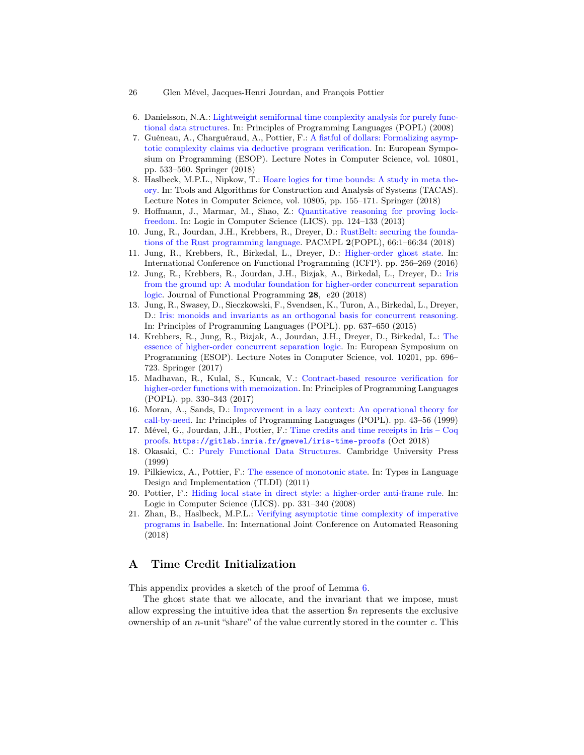6. Danielsson, N.A.: Lightweight semiformal time complexity analysis for purely functional data structures. In: Principles of Programming Languages (POPL) (2008)
7. Guéneau, A., Charguéraud, A., Pottier, F.: A fistful of dollars: Formalizing asymptotic complexity claims via deductive program verification. In: European Symposium on Programming (ESOP). Lecture Notes in Computer Science, vol. 10801, pp. 533–560. Springer (2018)
8. Haslbeck, M.P.L., Nipkow, T.: Hoare logics for time bounds: A study in meta theory. In: Tools and Algorithms for Construction and Analysis of Systems (TACAS). Lecture Notes in Computer Science, vol. 10805, pp. 155–171. Springer (2018)
9. Hoffmann, J., Marmar, M., Shao, Z.: Quantitative reasoning for proving lock-freedom. In: Logic in Computer Science (LICS). pp. 124–133 (2013)
10. Jung, R., Jourdan, J.H., Krebbers, R., Dreyer, D.: RustBelt: securing the foundations of the Rust programming language. PACMPL **2**(POPL), 66:1–66:34 (2018)
11. Jung, R., Krebbers, R., Birkedal, L., Dreyer, D.: Higher-order ghost state. In: International Conference on Functional Programming (ICFP). pp. 256–269 (2016)
12. Jung, R., Krebbers, R., Jourdan, J.H., Bizjak, A., Birkedal, L., Dreyer, D.: Iris from the ground up: A modular foundation for higher-order concurrent separation logic. Journal of Functional Programming **28**, e20 (2018)
13. Jung, R., Swasey, D., Sieczkowski, F., Svendsen, K., Turon, A., Birkedal, L., Dreyer, D.: Iris: monoids and invariants as an orthogonal basis for concurrent reasoning. In: Principles of Programming Languages (POPL). pp. 637–650 (2015)
14. Krebbers, R., Jung, R., Bizjak, A., Jourdan, J.H., Dreyer, D., Birkedal, L.: The essence of higher-order concurrent separation logic. In: European Symposium on Programming (ESOP). Lecture Notes in Computer Science, vol. 10201, pp. 696–723. Springer (2017)
15. Madhavan, R., Kulal, S., Kuncak, V.: Contract-based resource verification for higher-order functions with memoization. In: Principles of Programming Languages (POPL). pp. 330–343 (2017)
16. Moran, A., Sands, D.: Improvement in a lazy context: An operational theory for call-by-need. In: Principles of Programming Languages (POPL). pp. 43–56 (1999)
17. Mével, G., Jourdan, J.H., Pottier, F.: Time credits and time receipts in Iris – Coq proofs. `https://gitlab.inria.fr/gmevel/iris-time-proofs` (Oct 2018)
18. Okasaki, C.: Purely Functional Data Structures. Cambridge University Press (1999)
19. Pilkiewicz, A., Pottier, F.: The essence of monotonic state. In: Types in Language Design and Implementation (TLDI) (2011)
20. Pottier, F.: Hiding local state in direct style: a higher-order anti-frame rule. In: Logic in Computer Science (LICS). pp. 331–340 (2008)
21. Zhan, B., Haslbeck, M.P.L.: Verifying asymptotic time complexity of imperative programs in Isabelle. In: International Joint Conference on Automated Reasoning (2018)

# A Time Credit Initialization

This appendix provides a sketch of the proof of Lemma 6.

The ghost state that we allocate, and the invariant that we impose, must allow expressing the intuitive idea that the assertion $\$n$ represents the exclusive ownership of an $n$-unit "share" of the value currently stored in the counter $c$. This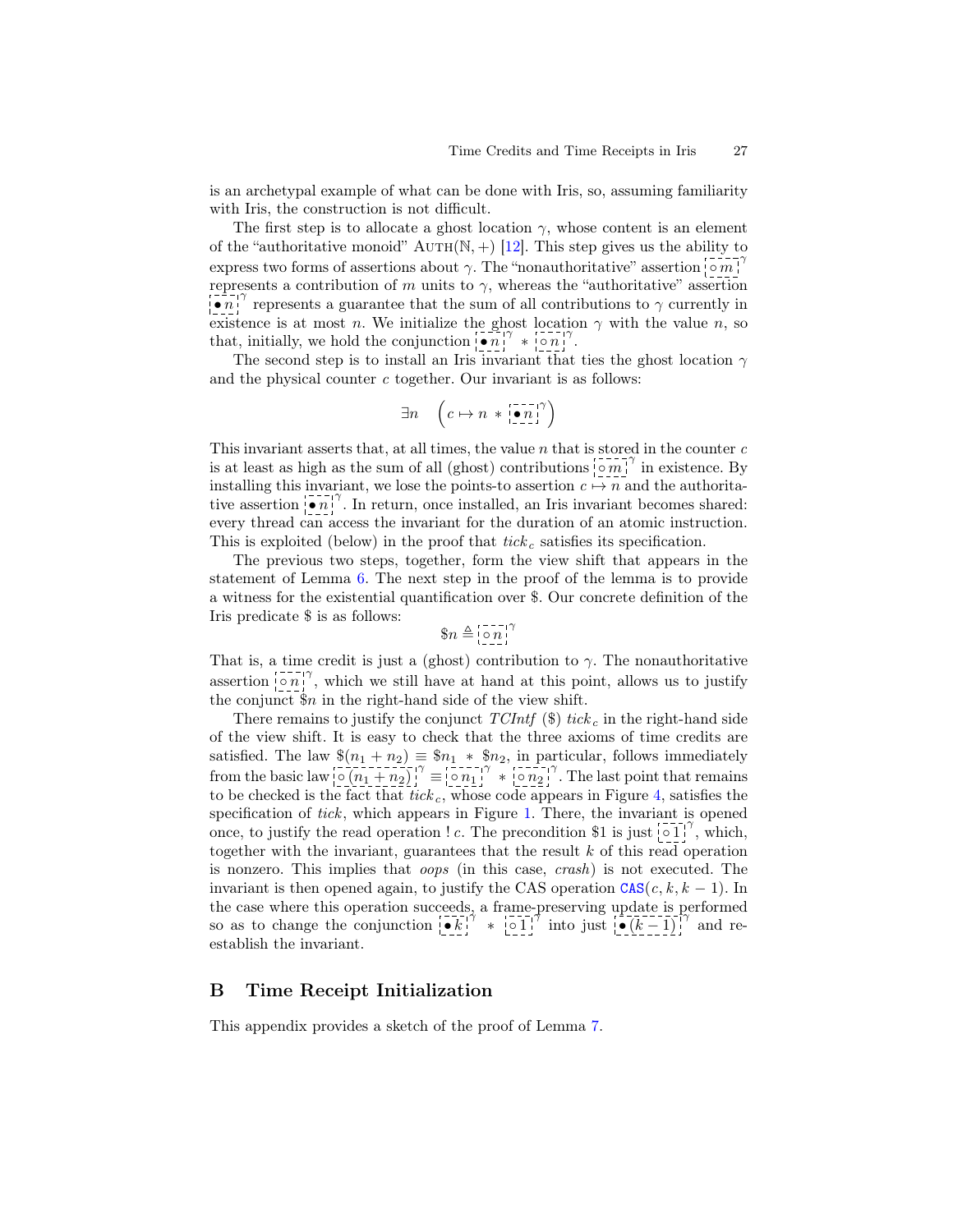is an archetypal example of what can be done with Iris, so, assuming familiarity with Iris, the construction is not difficult.

The first step is to allocate a ghost location $\gamma$, whose content is an element of the "authoritative monoid" $\text{AUTH}(\mathbb{N}, +)$ [12]. This step gives us the ability to express two forms of assertions about $\gamma$. The "nonauthoritative" assertion $\boxed{\circ\, m}^{\gamma}$ represents a contribution of $m$ units to $\gamma$, whereas the "authoritative" assertion $\boxed{\bullet\, n}^{\gamma}$ represents a guarantee that the sum of all contributions to $\gamma$ currently in existence is at most $n$. We initialize the ghost location $\gamma$ with the value $n$, so that, initially, we hold the conjunction $\boxed{\bullet\, n}^{\gamma} * \boxed{\circ\, n}^{\gamma}$.

The second step is to install an Iris invariant that ties the ghost location $\gamma$ and the physical counter $c$ together. Our invariant is as follows:

$$\exists n \quad \left( c \mapsto n * \boxed{\bullet\, n}^{\gamma} \right)$$

This invariant asserts that, at all times, the value $n$ that is stored in the counter $c$ is at least as high as the sum of all (ghost) contributions $\boxed{\circ\, m}^{\gamma}$ in existence. By installing this invariant, we lose the points-to assertion $c \mapsto n$ and the authoritative assertion $\boxed{\bullet\, n}^{\gamma}$. In return, once installed, an Iris invariant becomes shared: every thread can access the invariant for the duration of an atomic instruction. This is exploited (below) in the proof that $tick_c$ satisfies its specification.

The previous two steps, together, form the view shift that appears in the statement of Lemma 6. The next step in the proof of the lemma is to provide a witness for the existential quantification over \$. Our concrete definition of the Iris predicate \$ is as follows:

$$\$n \triangleq \boxed{\circ\, n}^{\gamma}$$

That is, a time credit is just a (ghost) contribution to $\gamma$. The nonauthoritative assertion $\boxed{\circ\, n}^{\gamma}$, which we still have at hand at this point, allows us to justify the conjunct $\$n$ in the right-hand side of the view shift.

There remains to justify the conjunct $\mathit{TCIntf}\ (\$)\ tick_c$ in the right-hand side of the view shift. It is easy to check that the three axioms of time credits are satisfied. The law $\$(n_1 + n_2) \equiv \$n_1 * \$n_2$, in particular, follows immediately from the basic law $\boxed{\circ\, (n_1 + n_2)}^{\gamma} \equiv \boxed{\circ\, n_1}^{\gamma} * \boxed{\circ\, n_2}^{\gamma}$. The last point that remains to be checked is the fact that $tick_c$, whose code appears in Figure 4, satisfies the specification of $tick$, which appears in Figure 1. There, the invariant is opened once, to justify the read operation $!\, c$. The precondition $\$1$ is just $\boxed{\circ\, 1}^{\gamma}$, which, together with the invariant, guarantees that the result $k$ of this read operation is nonzero. This implies that *oops* (in this case, *crash*) is not executed. The invariant is then opened again, to justify the CAS operation $\texttt{CAS}(c, k, k-1)$. In the case where this operation succeeds, a frame-preserving update is performed so as to change the conjunction $\boxed{\bullet\, k}^{\gamma} * \boxed{\circ\, 1}^{\gamma}$ into just $\boxed{\bullet\, (k-1)}^{\gamma}$ and re-establish the invariant.

## B Time Receipt Initialization

This appendix provides a sketch of the proof of Lemma 7.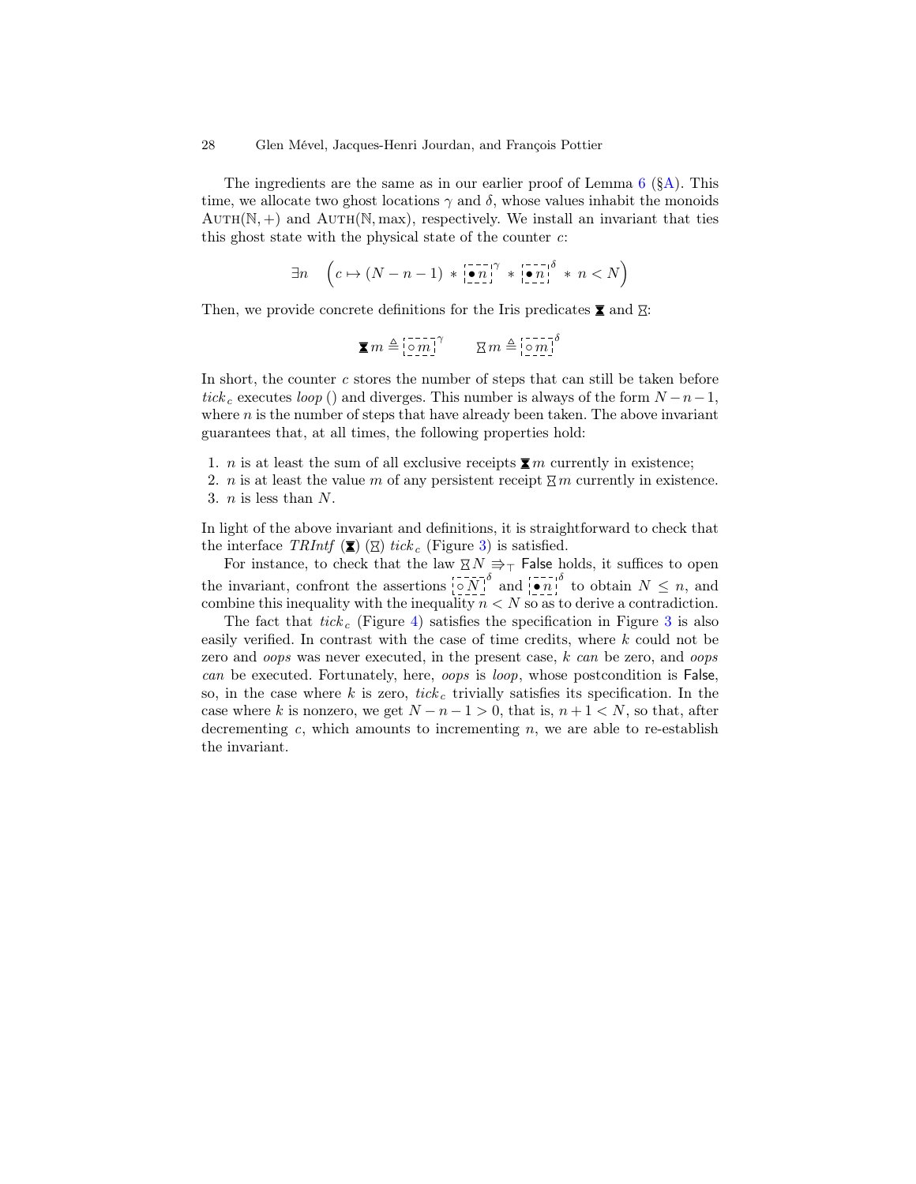The ingredients are the same as in our earlier proof of Lemma 6 (§A). This time, we allocate two ghost locations $\gamma$ and $\delta$, whose values inhabit the monoids $\textsc{Auth}(\mathbb{N}, +)$ and $\textsc{Auth}(\mathbb{N}, \max)$, respectively. We install an invariant that ties this ghost state with the physical state of the counter $c$:

$$\exists n \quad \left( c \mapsto (N - n - 1) \ast \boxed{\bullet\, n}^{\gamma} \ast \boxed{\bullet\, n}^{\delta} \ast n < N \right)$$

Then, we provide concrete definitions for the Iris predicates ⧗ and ⧖:

$$⧗\, m \triangleq \boxed{\circ\, m}^{\gamma} \qquad ⧖\, m \triangleq \boxed{\circ\, m}^{\delta}$$

In short, the counter $c$ stores the number of steps that can still be taken before $tick_c$ executes *loop* () and diverges. This number is always of the form $N - n - 1$, where $n$ is the number of steps that have already been taken. The above invariant guarantees that, at all times, the following properties hold:

1. $n$ is at least the sum of all exclusive receipts ⧗ $m$ currently in existence;
2. $n$ is at least the value $m$ of any persistent receipt ⧖ $m$ currently in existence.
3. $n$ is less than $N$.

In light of the above invariant and definitions, it is straightforward to check that the interface *TRIntf* (⧗) (⧖) $tick_c$ (Figure 3) is satisfied.

For instance, to check that the law ⧖ $N \Rrightarrow_{\top}$ False holds, it suffices to open the invariant, confront the assertions $\boxed{\circ\, N}^{\delta}$ and $\boxed{\bullet\, n}^{\delta}$ to obtain $N \leq n$, and combine this inequality with the inequality $n < N$ so as to derive a contradiction.

The fact that $tick_c$ (Figure 4) satisfies the specification in Figure 3 is also easily verified. In contrast with the case of time credits, where $k$ could not be zero and *oops* was never executed, in the present case, $k$ *can* be zero, and *oops* *can* be executed. Fortunately, here, *oops* is *loop*, whose postcondition is False, so, in the case where $k$ is zero, $tick_c$ trivially satisfies its specification. In the case where $k$ is nonzero, we get $N - n - 1 > 0$, that is, $n + 1 < N$, so that, after decrementing $c$, which amounts to incrementing $n$, we are able to re-establish the invariant.